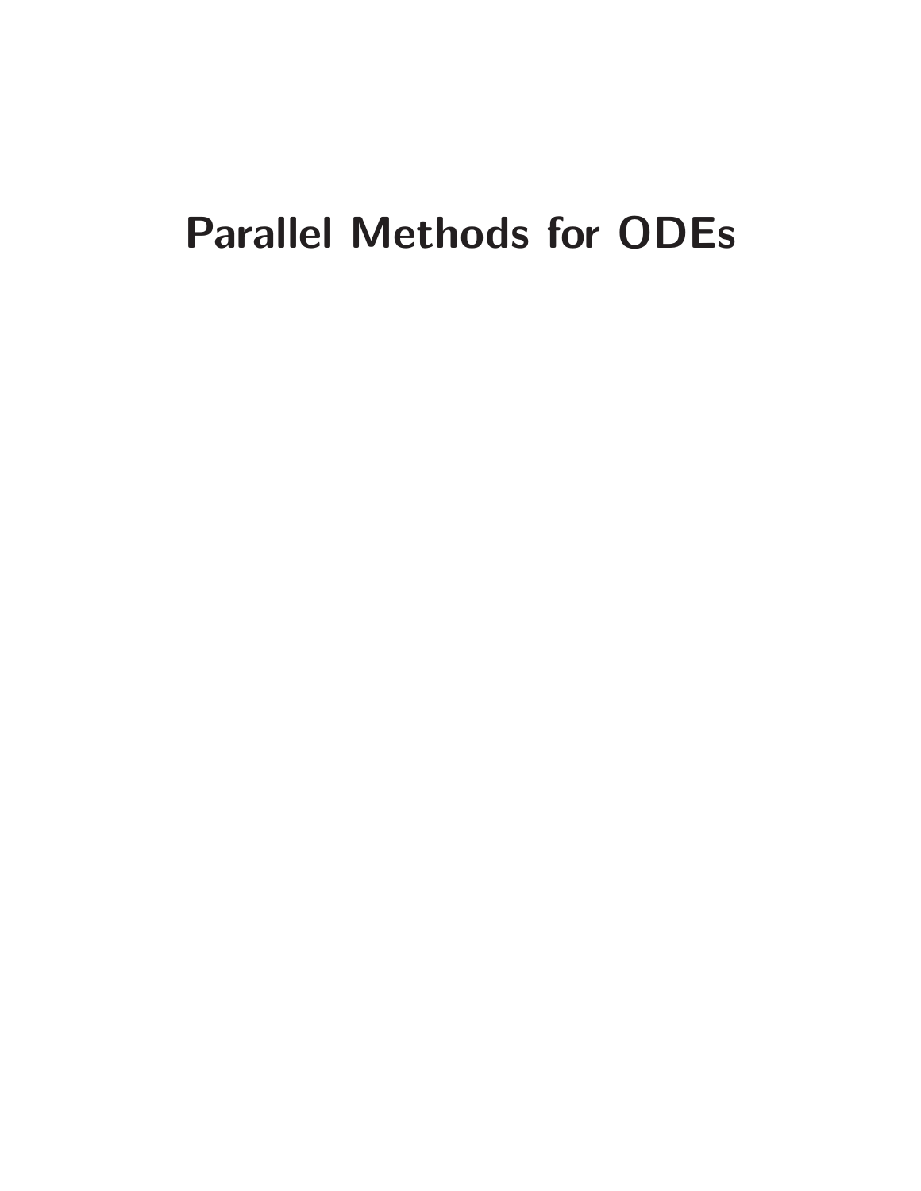# Parallel Methods for ODEs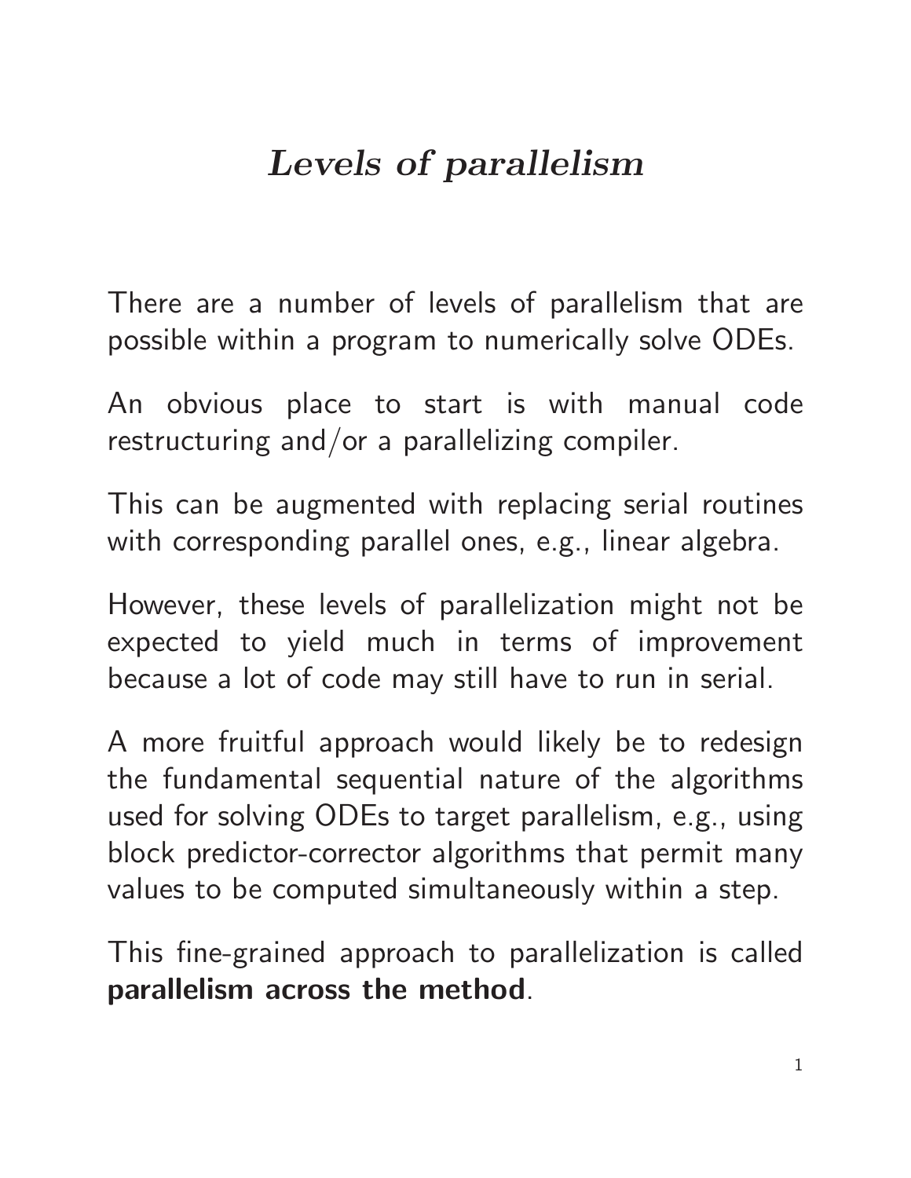# *Levels of parallelism*

There are a number of levels of parallelism that are possible within a program to numerically solve ODEs.

An obvious place to start is with manual code restructuring and/or a parallelizing compiler.

This can be augmented with replacing serial routines with corresponding parallel ones, e.g., linear algebra.

However, these levels of parallelization might not be expected to yield much in terms of improvement because a lot of code may still have to run in serial.

A more fruitful approach would likely be to redesign the fundamental sequential nature of the algorithms used for solving ODEs to target parallelism, e.g., using block predictor-corrector algorithms that permit many values to be computed simultaneously within a step.

This fine-grained approach to parallelization is called **parallelism across the method**.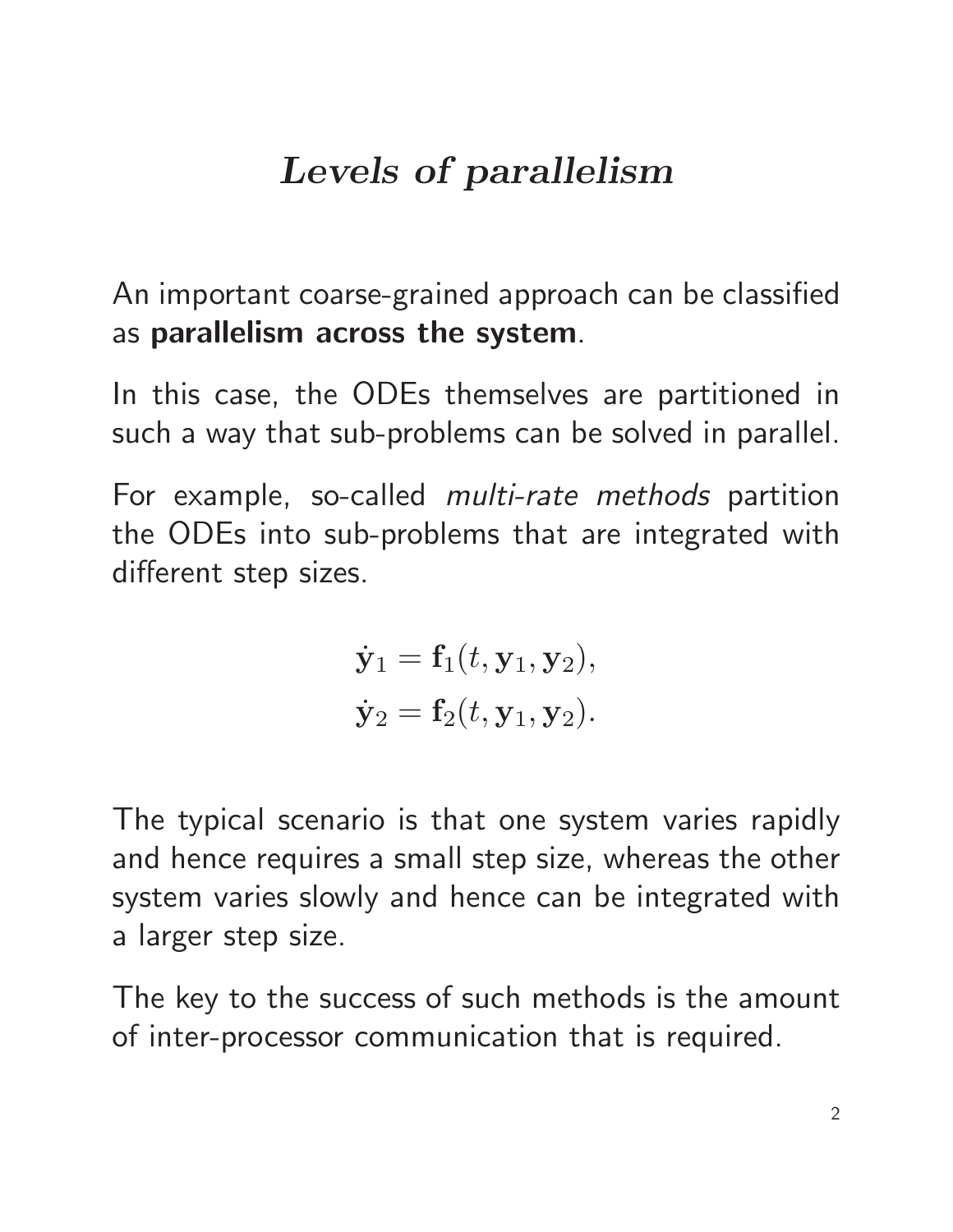# *Levels of parallelism*

An important coarse-grained approach can be classified as **parallelism across the system**.

In this case, the ODEs themselves are partitioned in such a way that sub-problems can be solved in parallel.

For example, so-called *multi-rate methods* partition the ODEs into sub-problems that are integrated with different step sizes.

$$
\begin{aligned}
\dot{\mathbf{y}}_1 &= \mathbf{f}_1(t, \mathbf{y}_1, \mathbf{y}_2), \\
\dot{\mathbf{y}}_2 &= \mathbf{f}_2(t, \mathbf{y}_1, \mathbf{y}_2).
\end{aligned}
$$

The typical scenario is that one system varies rapidly and hence requires a small step size, whereas the other system varies slowly and hence can be integrated with a larger step size.

The key to the success of such methods is the amount of inter-processor communication that is required.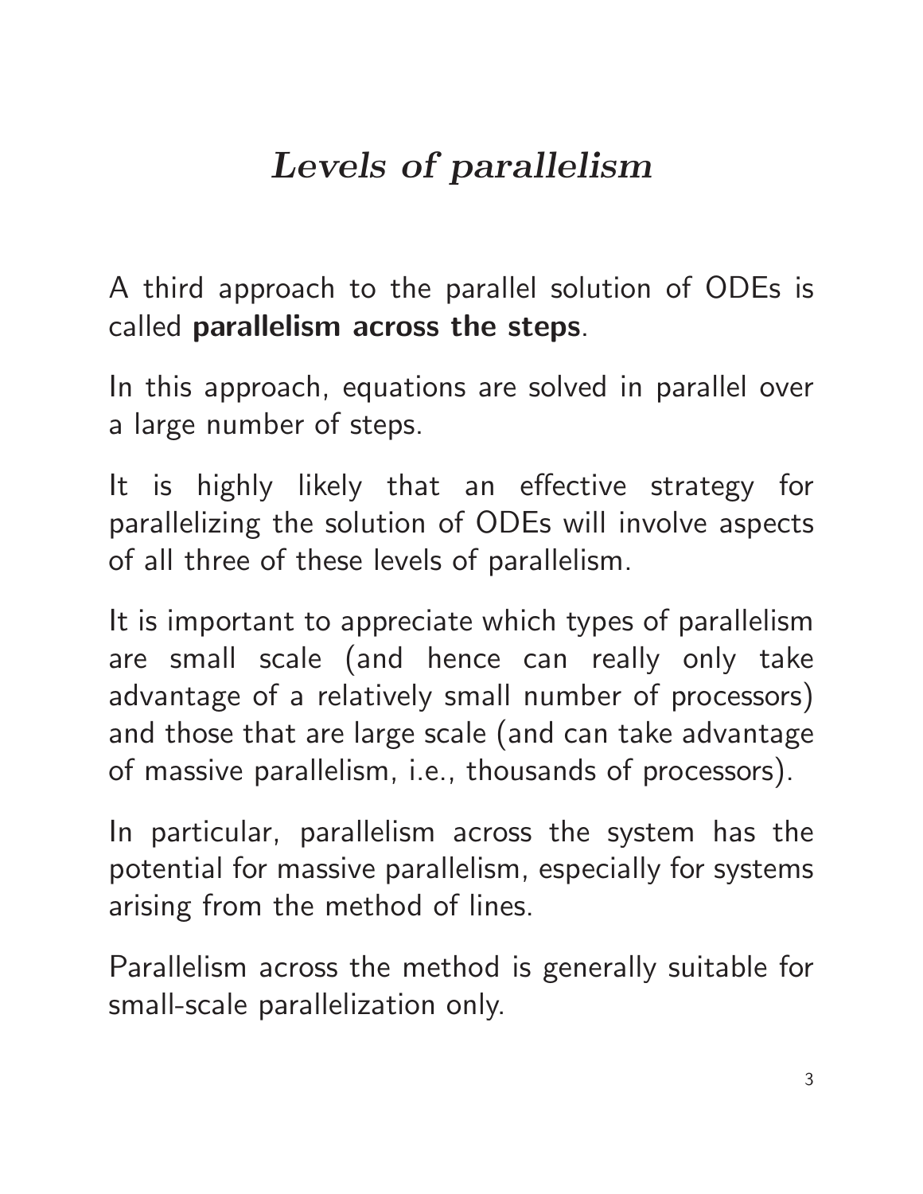# *Levels of parallelism*

A third approach to the parallel solution of ODEs is called **parallelism across the steps**.

In this approach, equations are solved in parallel over a large number of steps.

It is highly likely that an effective strategy for parallelizing the solution of ODEs will involve aspects of all three of these levels of parallelism.

It is important to appreciate which types of parallelism are small scale (and hence can really only take advantage of a relatively small number of processors) and those that are large scale (and can take advantage of massive parallelism, i.e., thousands of processors).

In particular, parallelism across the system has the potential for massive parallelism, especially for systems arising from the method of lines.

Parallelism across the method is generally suitable for small-scale parallelization only.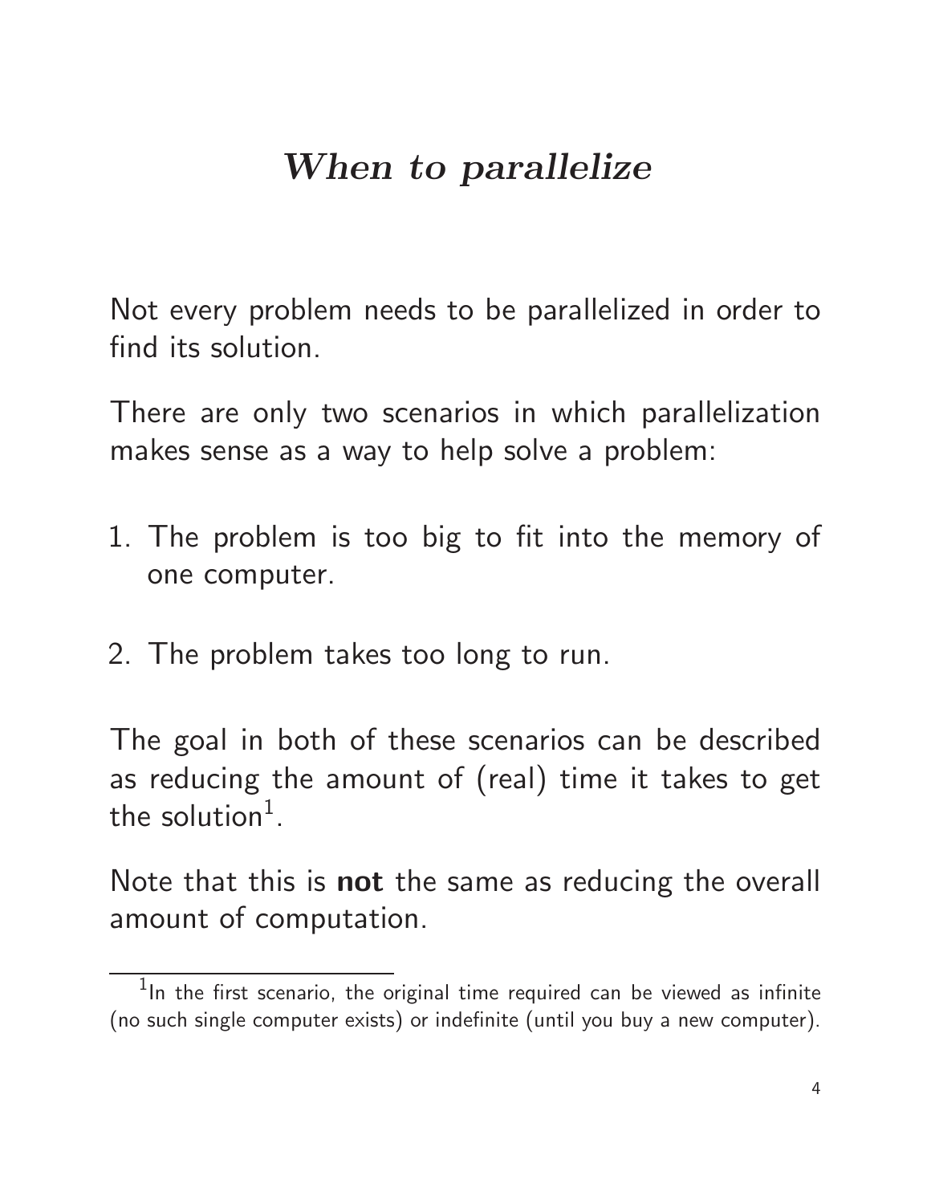# *When to parallelize*

Not every problem needs to be parallelized in order to find its solution.

There are only two scenarios in which parallelization makes sense as a way to help solve a problem:

1. The problem is too big to fit into the memory of one computer.

2. The problem takes too long to run.

The goal in both of these scenarios can be described as reducing the amount of (real) time it takes to get the solution[1].

Note that this is **not** the same as reducing the overall amount of computation.

[1]In the first scenario, the original time required can be viewed as infinite (no such single computer exists) or indefinite (until you buy a new computer).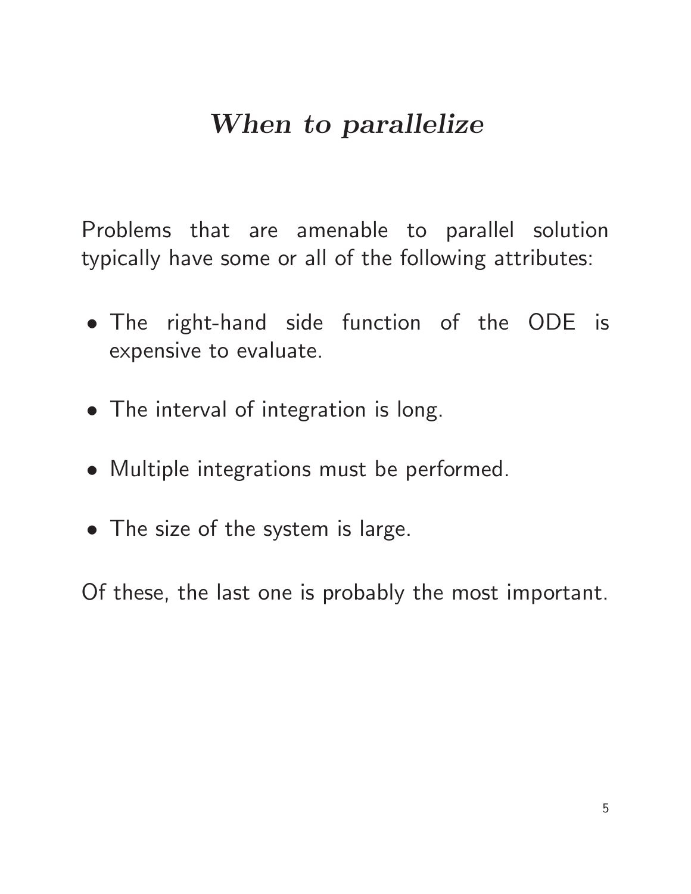# *When to parallelize*

Problems that are amenable to parallel solution typically have some or all of the following attributes:

- The right-hand side function of the ODE is expensive to evaluate.
- The interval of integration is long.
- Multiple integrations must be performed.
- The size of the system is large.

Of these, the last one is probably the most important.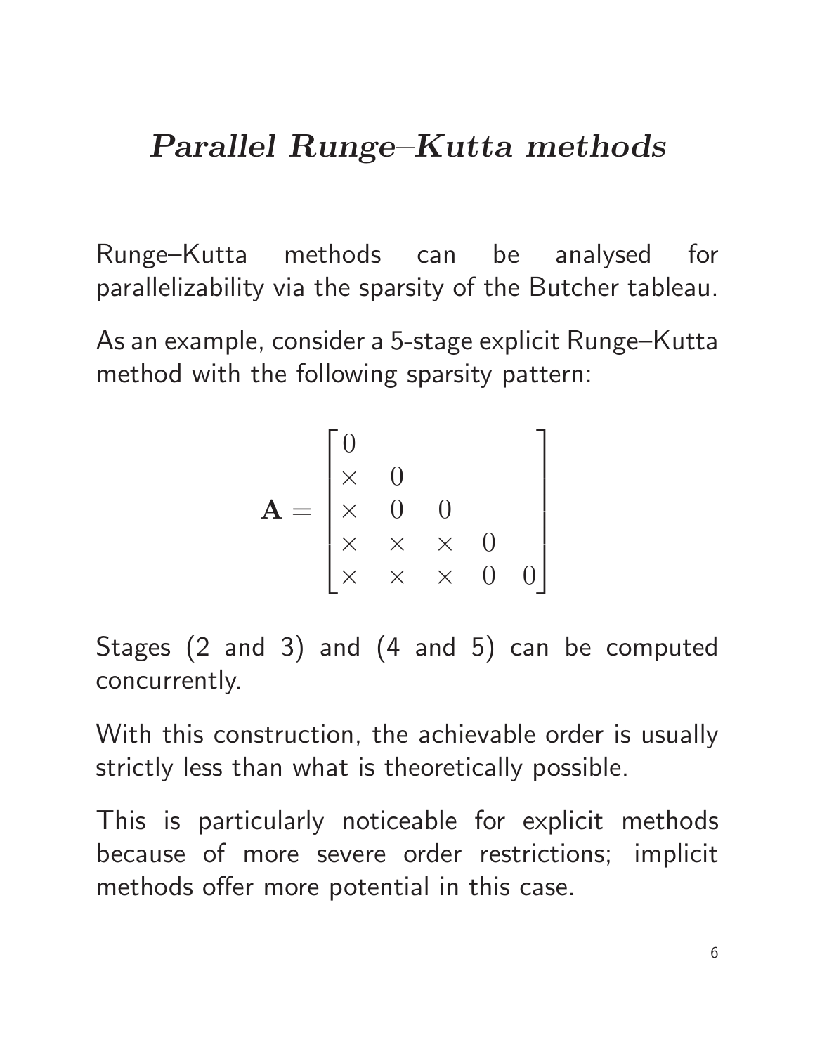# *Parallel Runge–Kutta methods*

Runge–Kutta methods can be analysed for parallelizability via the sparsity of the Butcher tableau.

As an example, consider a 5-stage explicit Runge–Kutta method with the following sparsity pattern:

$$
\mathbf{A} = \begin{bmatrix} 0 & & & & \\ \times & 0 & & & \\ \times & 0 & 0 & & \\ \times & \times & \times & 0 & \\ \times & \times & \times & 0 & 0 \end{bmatrix}
$$

Stages (2 and 3) and (4 and 5) can be computed concurrently.

With this construction, the achievable order is usually strictly less than what is theoretically possible.

This is particularly noticeable for explicit methods because of more severe order restrictions; implicit methods offer more potential in this case.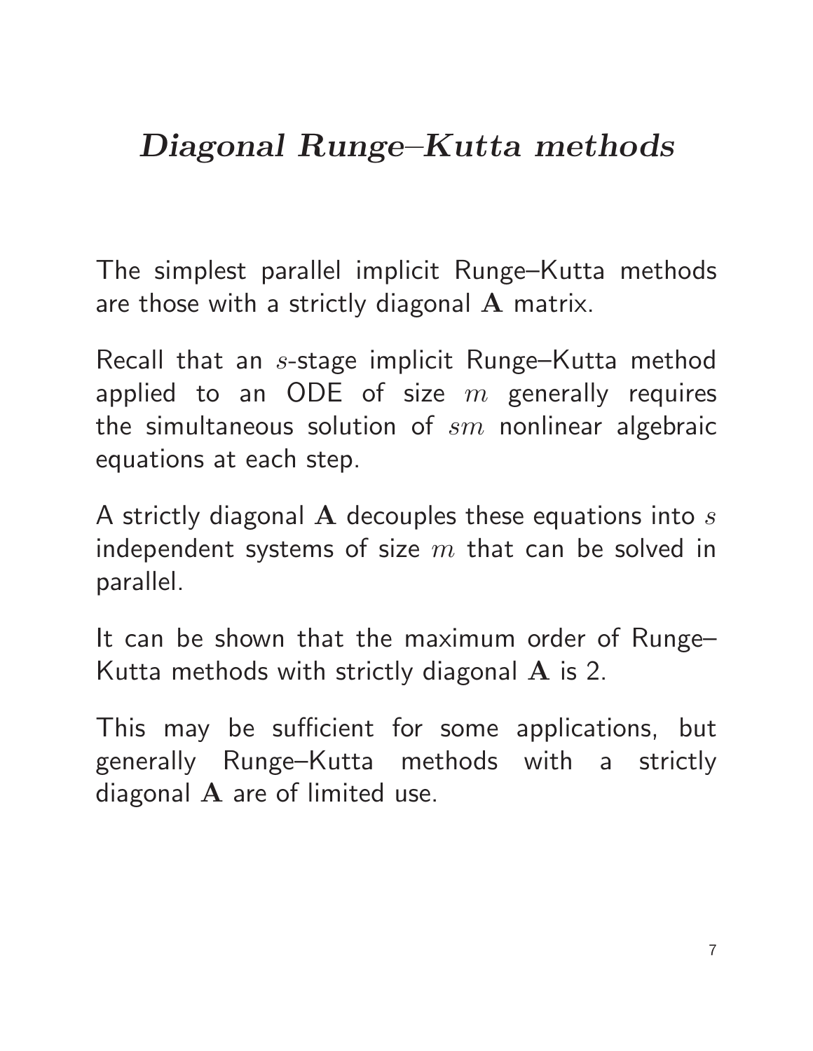# *Diagonal Runge–Kutta methods*

The simplest parallel implicit Runge–Kutta methods are those with a strictly diagonal $\mathbf{A}$ matrix.

Recall that an $s$-stage implicit Runge–Kutta method applied to an ODE of size $m$ generally requires the simultaneous solution of $sm$ nonlinear algebraic equations at each step.

A strictly diagonal $\mathbf{A}$ decouples these equations into $s$ independent systems of size $m$ that can be solved in parallel.

It can be shown that the maximum order of Runge–Kutta methods with strictly diagonal $\mathbf{A}$ is 2.

This may be sufficient for some applications, but generally Runge–Kutta methods with a strictly diagonal $\mathbf{A}$ are of limited use.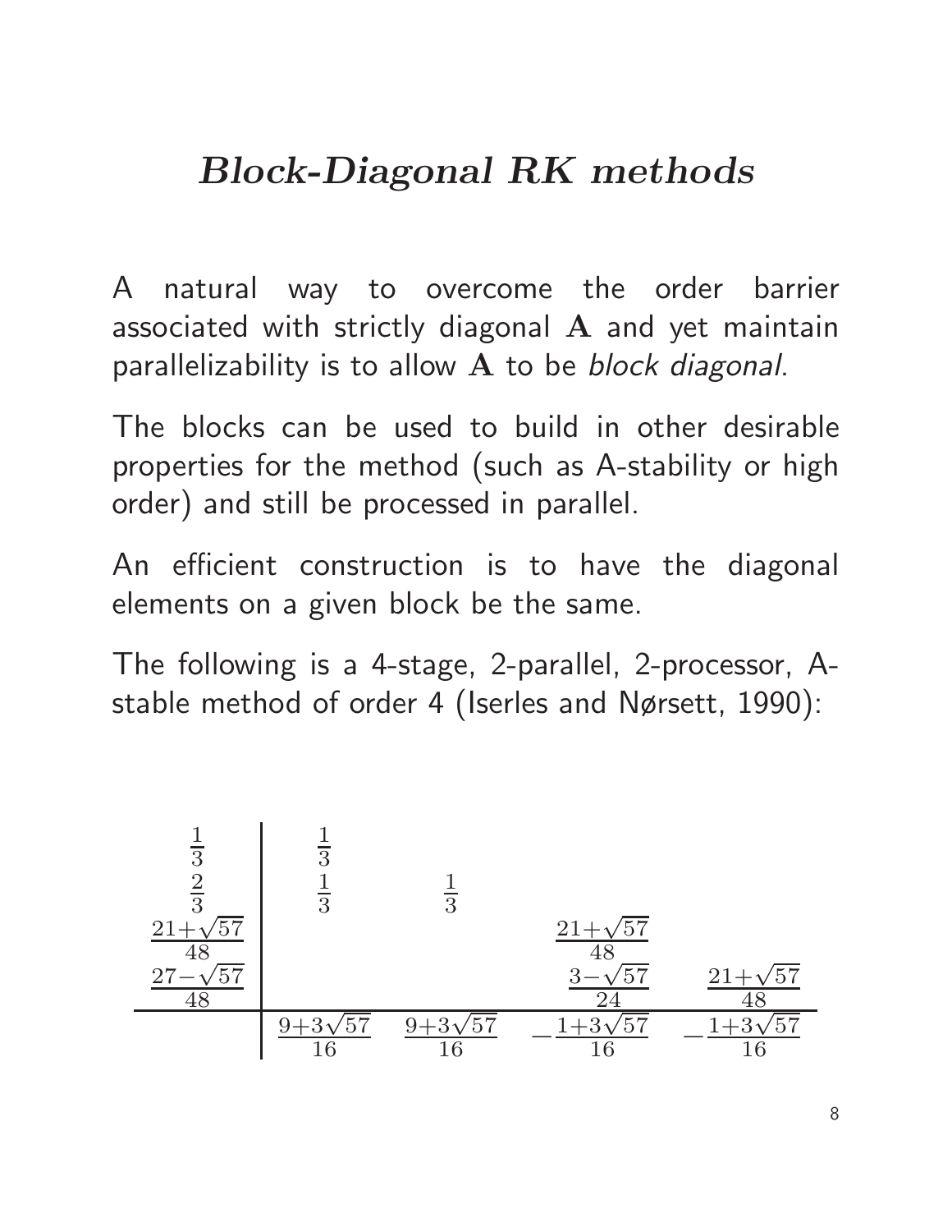# *Block-Diagonal RK methods*

A natural way to overcome the order barrier associated with strictly diagonal $\mathbf{A}$ and yet maintain parallelizability is to allow $\mathbf{A}$ to be *block diagonal*.

The blocks can be used to build in other desirable properties for the method (such as A-stability or high order) and still be processed in parallel.

An efficient construction is to have the diagonal elements on a given block be the same.

The following is a 4-stage, 2-parallel, 2-processor, A-stable method of order 4 (Iserles and Nørsett, 1990):

$$
\begin{array}{c|cccc}
\frac{1}{3} & \frac{1}{3} & & & \\
\frac{2}{3} & \frac{1}{3} & \frac{1}{3} & & \\
\frac{21+\sqrt{57}}{48} & & & \frac{21+\sqrt{57}}{48} & \\
\frac{27-\sqrt{57}}{48} & & & \frac{3-\sqrt{57}}{24} & \frac{21+\sqrt{57}}{48} \\
\hline
 & \frac{9+3\sqrt{57}}{16} & \frac{9+3\sqrt{57}}{16} & -\frac{1+3\sqrt{57}}{16} & -\frac{1+3\sqrt{57}}{16}
\end{array}
$$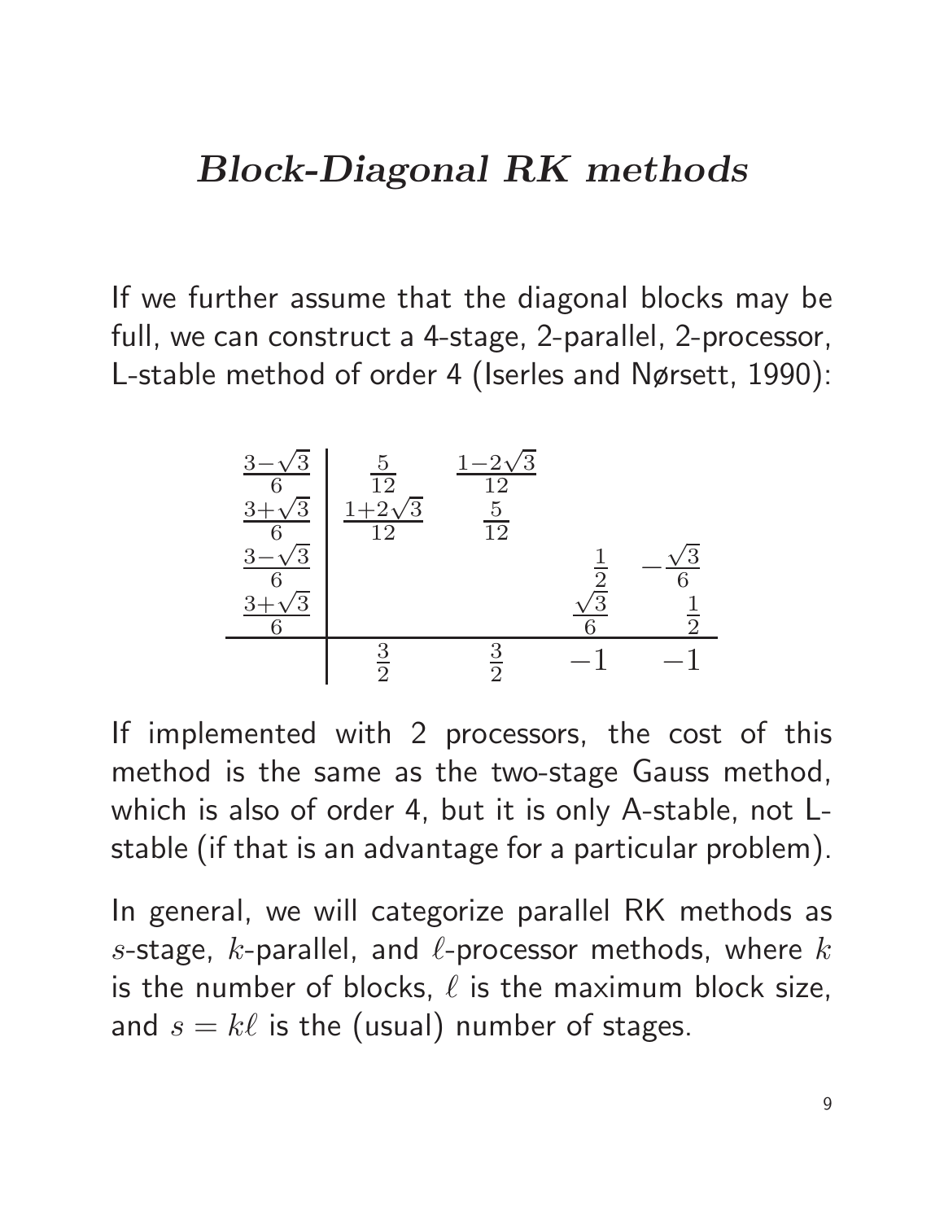# *Block-Diagonal RK methods*

If we further assume that the diagonal blocks may be full, we can construct a 4-stage, 2-parallel, 2-processor, L-stable method of order 4 (Iserles and Nørsett, 1990):

$$
\begin{array}{c|cccc}
\frac{3-\sqrt{3}}{6} & \frac{5}{12} & \frac{1-2\sqrt{3}}{12} & & \\
\frac{3+\sqrt{3}}{6} & \frac{1+2\sqrt{3}}{12} & \frac{5}{12} & & \\
\frac{3-\sqrt{3}}{6} & & & \frac{1}{2} & -\frac{\sqrt{3}}{6} \\
\frac{3+\sqrt{3}}{6} & & & \frac{\sqrt{3}}{6} & \frac{1}{2} \\
\hline
 & \frac{3}{2} & \frac{3}{2} & -1 & -1
\end{array}
$$

If implemented with 2 processors, the cost of this method is the same as the two-stage Gauss method, which is also of order 4, but it is only A-stable, not L-stable (if that is an advantage for a particular problem).

In general, we will categorize parallel RK methods as $s$-stage, $k$-parallel, and $\ell$-processor methods, where $k$ is the number of blocks, $\ell$ is the maximum block size, and $s = k\ell$ is the (usual) number of stages.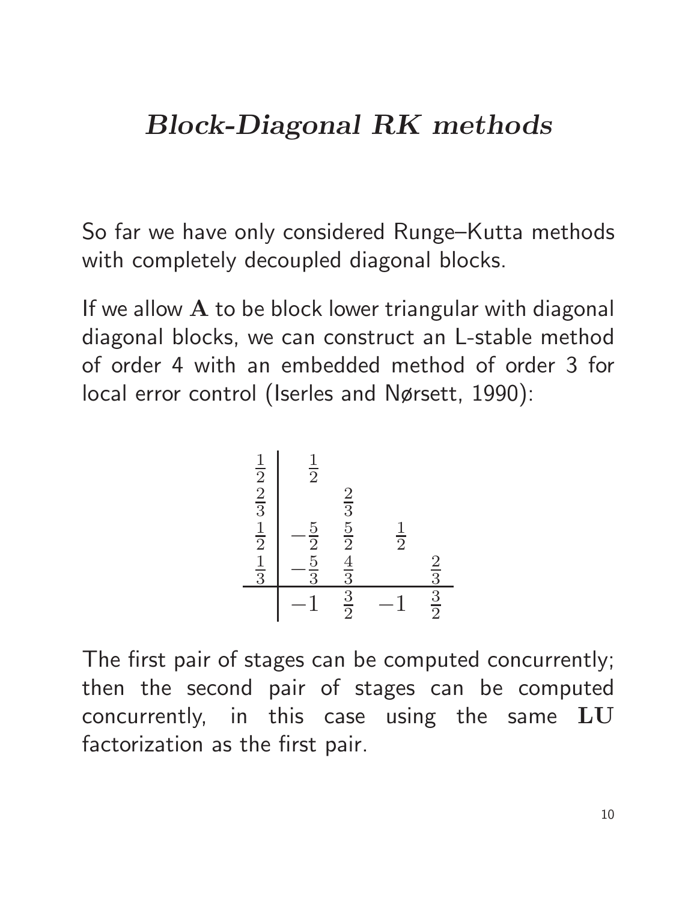# *Block-Diagonal RK methods*

So far we have only considered Runge–Kutta methods with completely decoupled diagonal blocks.

If we allow $\mathbf{A}$ to be block lower triangular with diagonal diagonal blocks, we can construct an L-stable method of order 4 with an embedded method of order 3 for local error control (Iserles and Nørsett, 1990):

$$
\begin{array}{c|cccc}
\frac{1}{2} & \frac{1}{2} & & & \\
\frac{2}{3} & & \frac{2}{3} & & \\
\frac{1}{2} & -\frac{5}{2} & \frac{5}{2} & \frac{1}{2} & \\
\frac{1}{3} & -\frac{5}{3} & \frac{4}{3} & & \frac{2}{3} \\
\hline
 & -1 & \frac{3}{2} & -1 & \frac{3}{2}
\end{array}
$$

The first pair of stages can be computed concurrently; then the second pair of stages can be computed concurrently, in this case using the same $\mathbf{LU}$ factorization as the first pair.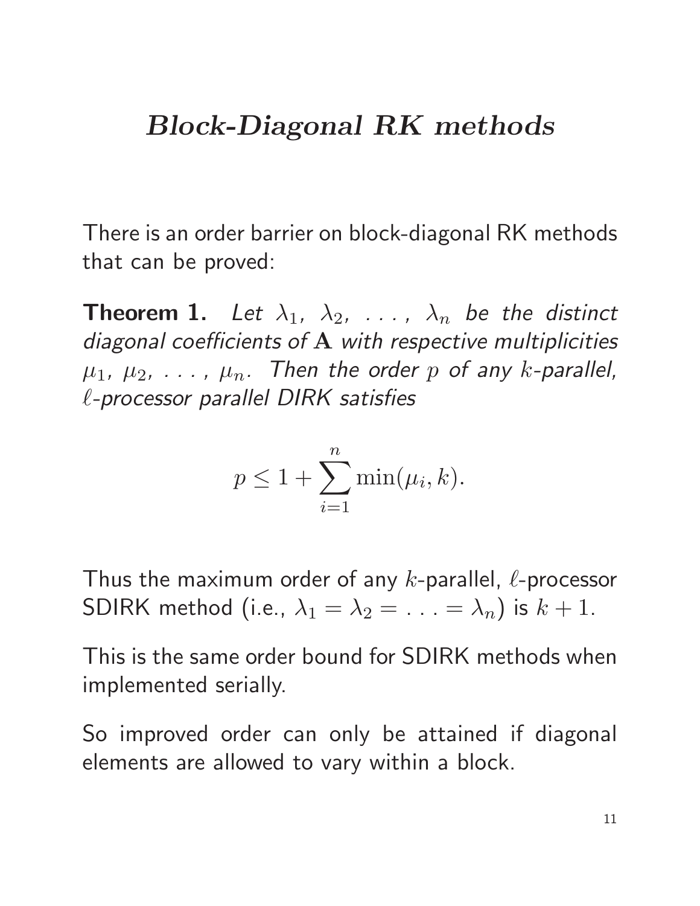# *Block-Diagonal RK methods*

There is an order barrier on block-diagonal RK methods that can be proved:

**Theorem 1.** *Let $\lambda_1$, $\lambda_2$, . . . , $\lambda_n$ be the distinct diagonal coefficients of $\mathbf{A}$ with respective multiplicities $\mu_1$, $\mu_2$, . . . , $\mu_n$. Then the order $p$ of any $k$-parallel, $\ell$-processor parallel DIRK satisfies*

$$p \leq 1 + \sum_{i=1}^{n} \min(\mu_i, k).$$

Thus the maximum order of any $k$-parallel, $\ell$-processor SDIRK method (i.e., $\lambda_1 = \lambda_2 = \ldots = \lambda_n$) is $k + 1$.

This is the same order bound for SDIRK methods when implemented serially.

So improved order can only be attained if diagonal elements are allowed to vary within a block.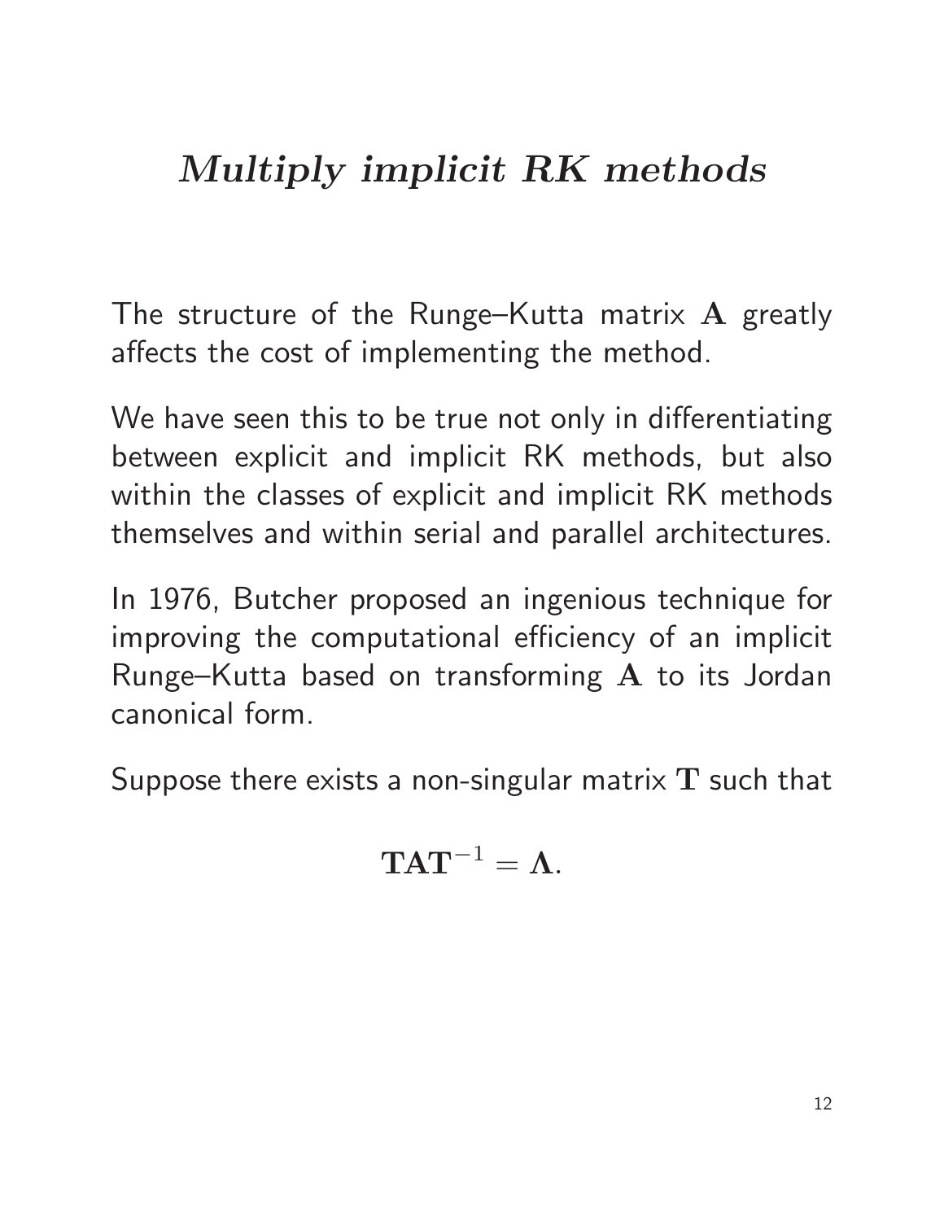# *Multiply implicit RK methods*

The structure of the Runge–Kutta matrix $\mathbf{A}$ greatly affects the cost of implementing the method.

We have seen this to be true not only in differentiating between explicit and implicit RK methods, but also within the classes of explicit and implicit RK methods themselves and within serial and parallel architectures.

In 1976, Butcher proposed an ingenious technique for improving the computational efficiency of an implicit Runge–Kutta based on transforming $\mathbf{A}$ to its Jordan canonical form.

Suppose there exists a non-singular matrix $\mathbf{T}$ such that

$$\mathbf{T}\mathbf{A}\mathbf{T}^{-1} = \mathbf{\Lambda}.$$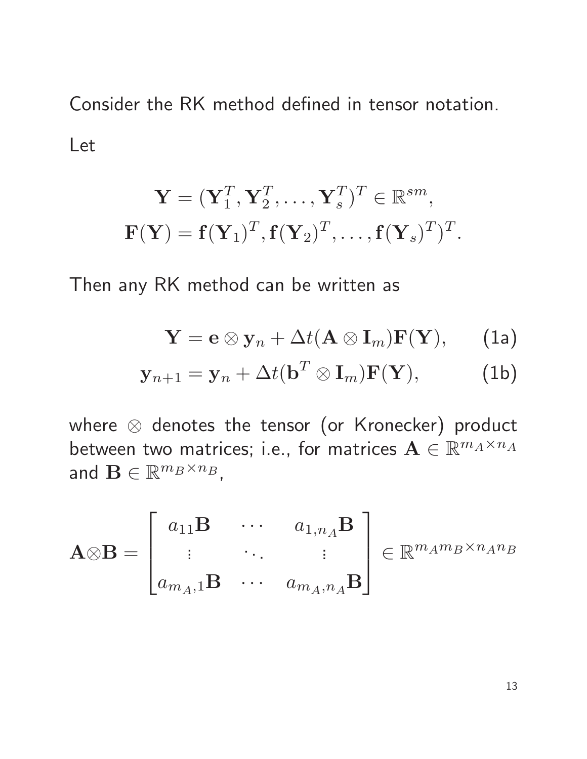Consider the RK method defined in tensor notation.

Let

$$
\mathbf{Y} = (\mathbf{Y}_1^T, \mathbf{Y}_2^T, \ldots, \mathbf{Y}_s^T)^T \in \mathbb{R}^{sm},
$$

$$
\mathbf{F}(\mathbf{Y}) = \mathbf{f}(\mathbf{Y}_1)^T, \mathbf{f}(\mathbf{Y}_2)^T, \ldots, \mathbf{f}(\mathbf{Y}_s)^T)^T.
$$

Then any RK method can be written as

$$
\mathbf{Y} = \mathbf{e} \otimes \mathbf{y}_n + \Delta t (\mathbf{A} \otimes \mathbf{I}_m) \mathbf{F}(\mathbf{Y}), \qquad \text{(1a)}
$$

$$
\mathbf{y}_{n+1} = \mathbf{y}_n + \Delta t (\mathbf{b}^T \otimes \mathbf{I}_m) \mathbf{F}(\mathbf{Y}), \qquad \text{(1b)}
$$

where $\otimes$ denotes the tensor (or Kronecker) product between two matrices; i.e., for matrices $\mathbf{A} \in \mathbb{R}^{m_A \times n_A}$ and $\mathbf{B} \in \mathbb{R}^{m_B \times n_B}$,

$$
\mathbf{A} \otimes \mathbf{B} = \begin{bmatrix} a_{11}\mathbf{B} & \cdots & a_{1,n_A}\mathbf{B} \\ \vdots & \ddots & \vdots \\ a_{m_A,1}\mathbf{B} & \cdots & a_{m_A,n_A}\mathbf{B} \end{bmatrix} \in \mathbb{R}^{m_A m_B \times n_A n_B}
$$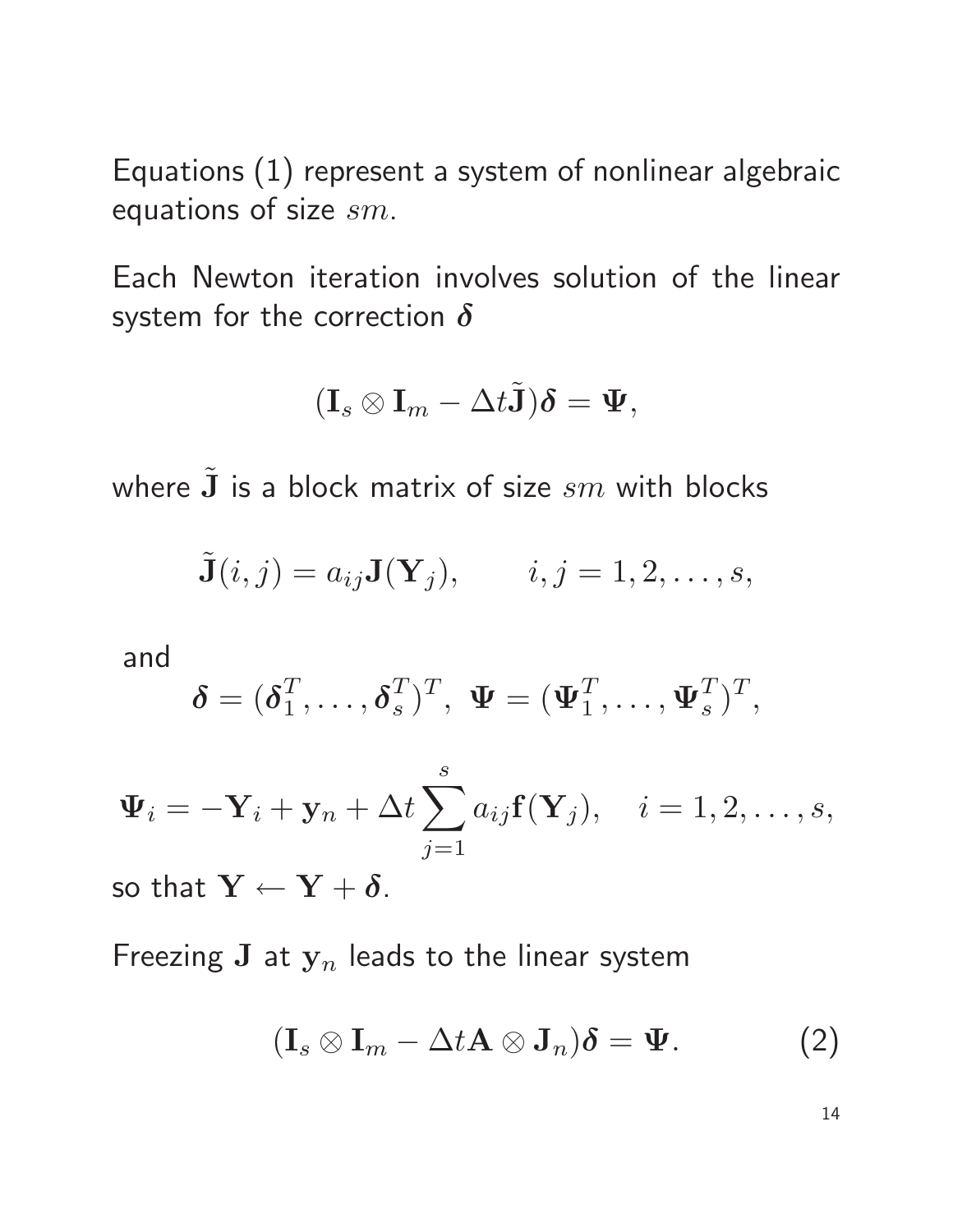Equations (1) represent a system of nonlinear algebraic equations of size $sm$.

Each Newton iteration involves solution of the linear system for the correction $\boldsymbol{\delta}$

$$(\mathbf{I}_s \otimes \mathbf{I}_m - \Delta t \tilde{\mathbf{J}})\boldsymbol{\delta} = \boldsymbol{\Psi},$$

where $\tilde{\mathbf{J}}$ is a block matrix of size $sm$ with blocks

$$\tilde{\mathbf{J}}(i,j) = a_{ij}\mathbf{J}(\mathbf{Y}_j), \qquad i,j = 1,2,\ldots,s,$$

and

$$\boldsymbol{\delta} = (\boldsymbol{\delta}_1^T, \ldots, \boldsymbol{\delta}_s^T)^T, \; \boldsymbol{\Psi} = (\boldsymbol{\Psi}_1^T, \ldots, \boldsymbol{\Psi}_s^T)^T,$$

$$\boldsymbol{\Psi}_i = -\mathbf{Y}_i + \mathbf{y}_n + \Delta t \sum_{j=1}^{s} a_{ij}\mathbf{f}(\mathbf{Y}_j), \quad i = 1,2,\ldots,s,$$

so that $\mathbf{Y} \leftarrow \mathbf{Y} + \boldsymbol{\delta}$.

Freezing $\mathbf{J}$ at $\mathbf{y}_n$ leads to the linear system

$$(\mathbf{I}_s \otimes \mathbf{I}_m - \Delta t \mathbf{A} \otimes \mathbf{J}_n)\boldsymbol{\delta} = \boldsymbol{\Psi}. \qquad (2)$$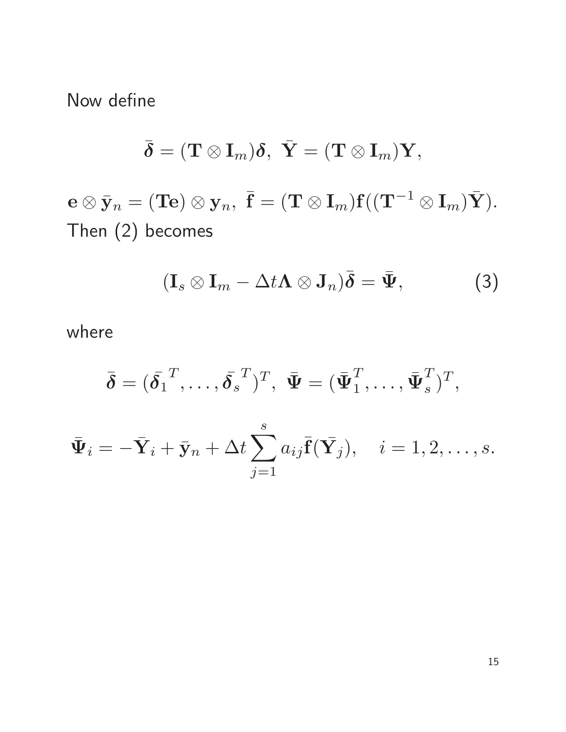Now define

$$\bar{\boldsymbol{\delta}} = (\mathbf{T} \otimes \mathbf{I}_m)\boldsymbol{\delta}, \;\; \bar{\mathbf{Y}} = (\mathbf{T} \otimes \mathbf{I}_m)\mathbf{Y},$$

$$\mathbf{e} \otimes \bar{\mathbf{y}}_n = (\mathbf{T}\mathbf{e}) \otimes \mathbf{y}_n, \;\; \bar{\mathbf{f}} = (\mathbf{T} \otimes \mathbf{I}_m)\mathbf{f}((\mathbf{T}^{-1} \otimes \mathbf{I}_m)\bar{\mathbf{Y}}).$$

Then (2) becomes

$$(\mathbf{I}_s \otimes \mathbf{I}_m - \Delta t \boldsymbol{\Lambda} \otimes \mathbf{J}_n)\bar{\boldsymbol{\delta}} = \bar{\boldsymbol{\Psi}}, \tag{3}$$

where

$$\bar{\boldsymbol{\delta}} = (\bar{\boldsymbol{\delta}}_1^{\,T}, \ldots, \bar{\boldsymbol{\delta}}_s^{\,T})^T, \;\; \bar{\boldsymbol{\Psi}} = (\bar{\boldsymbol{\Psi}}_1^T, \ldots, \bar{\boldsymbol{\Psi}}_s^T)^T,$$

$$\bar{\boldsymbol{\Psi}}_i = -\bar{\mathbf{Y}}_i + \bar{\mathbf{y}}_n + \Delta t \sum_{j=1}^{s} a_{ij} \bar{\mathbf{f}}(\bar{\mathbf{Y}}_j), \quad i = 1, 2, \ldots, s.$$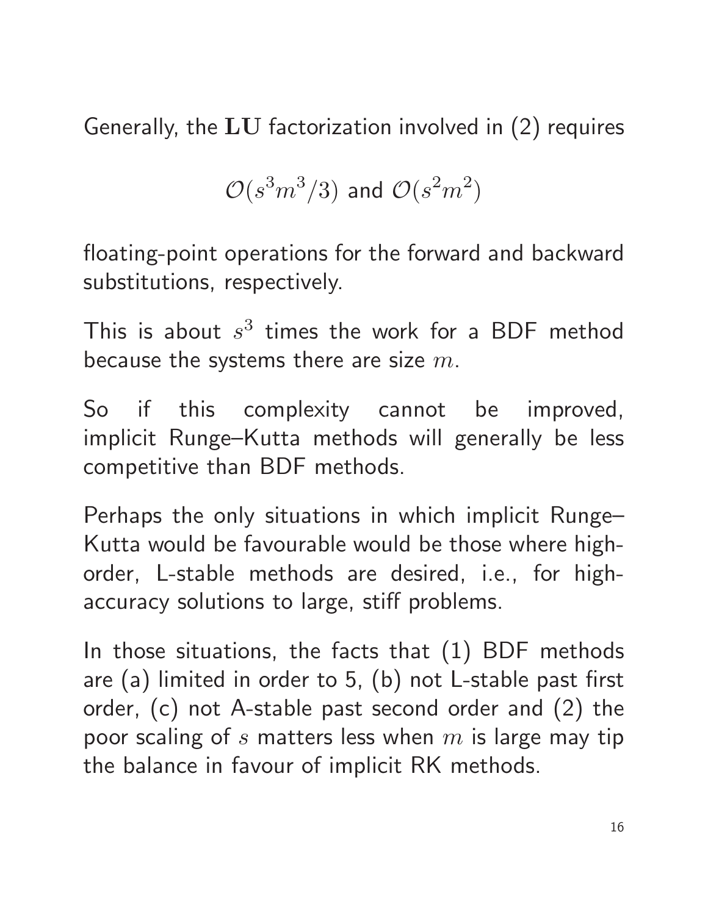Generally, the $\mathbf{LU}$ factorization involved in (2) requires

$$\mathcal{O}(s^3m^3/3) \text{ and } \mathcal{O}(s^2m^2)$$

floating-point operations for the forward and backward substitutions, respectively.

This is about $s^3$ times the work for a BDF method because the systems there are size $m$.

So if this complexity cannot be improved, implicit Runge–Kutta methods will generally be less competitive than BDF methods.

Perhaps the only situations in which implicit Runge–Kutta would be favourable would be those where high-order, L-stable methods are desired, i.e., for high-accuracy solutions to large, stiff problems.

In those situations, the facts that (1) BDF methods are (a) limited in order to 5, (b) not L-stable past first order, (c) not A-stable past second order and (2) the poor scaling of $s$ matters less when $m$ is large may tip the balance in favour of implicit RK methods.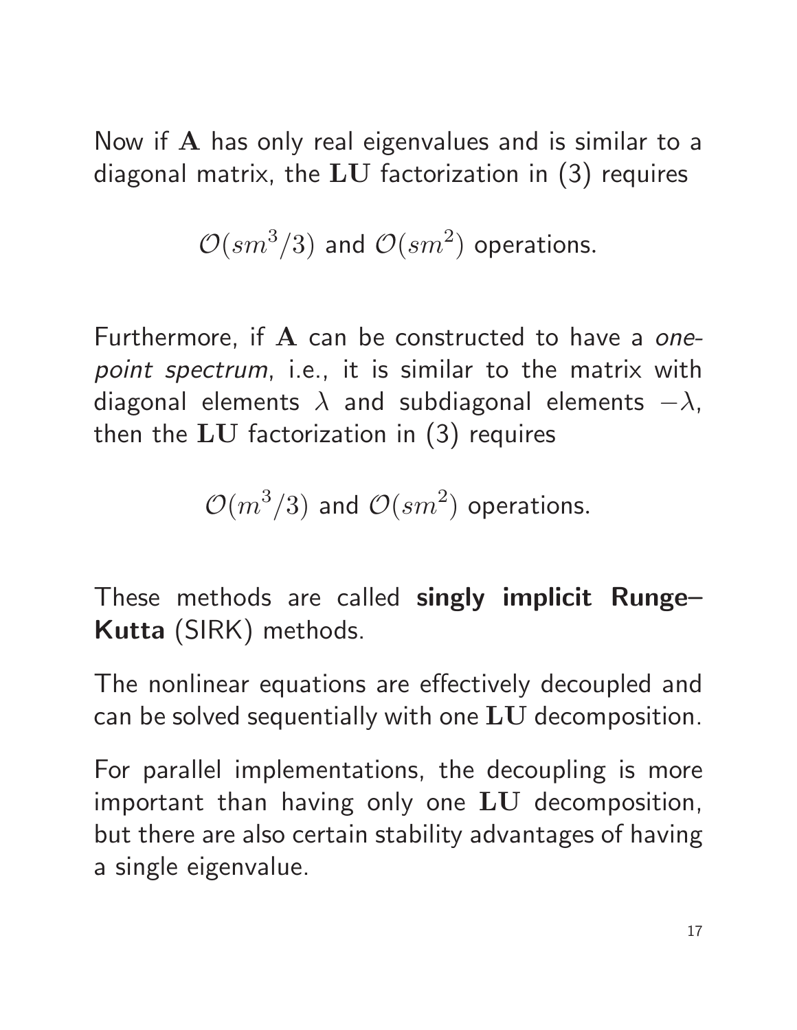Now if $\mathbf{A}$ has only real eigenvalues and is similar to a diagonal matrix, the $\mathbf{LU}$ factorization in (3) requires

$$\mathcal{O}(sm^3/3) \text{ and } \mathcal{O}(sm^2) \text{ operations.}$$

Furthermore, if $\mathbf{A}$ can be constructed to have a *one-point spectrum*, i.e., it is similar to the matrix with diagonal elements $\lambda$ and subdiagonal elements $-\lambda$, then the $\mathbf{LU}$ factorization in (3) requires

$$\mathcal{O}(m^3/3) \text{ and } \mathcal{O}(sm^2) \text{ operations.}$$

These methods are called **singly implicit Runge–Kutta** (SIRK) methods.

The nonlinear equations are effectively decoupled and can be solved sequentially with one $\mathbf{LU}$ decomposition.

For parallel implementations, the decoupling is more important than having only one $\mathbf{LU}$ decomposition, but there are also certain stability advantages of having a single eigenvalue.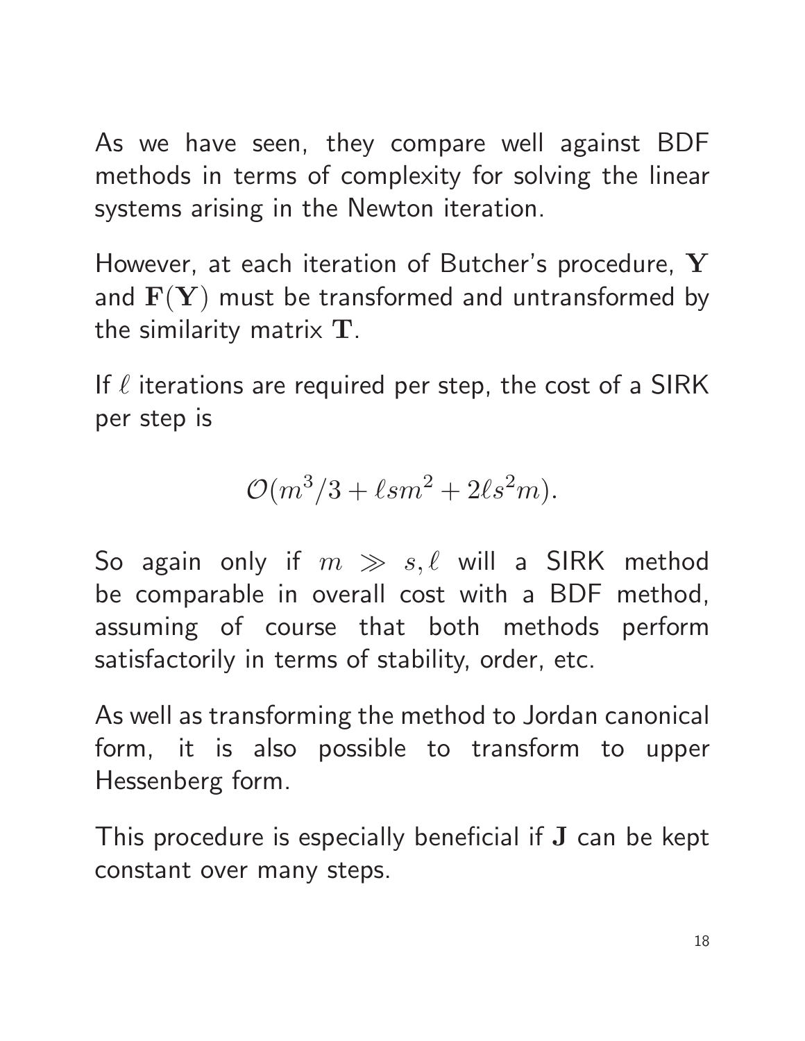As we have seen, they compare well against BDF methods in terms of complexity for solving the linear systems arising in the Newton iteration.

However, at each iteration of Butcher's procedure, $\mathbf{Y}$ and $\mathbf{F}(\mathbf{Y})$ must be transformed and untransformed by the similarity matrix $\mathbf{T}$.

If $\ell$ iterations are required per step, the cost of a SIRK per step is

$$\mathcal{O}(m^3/3 + \ell s m^2 + 2\ell s^2 m).$$

So again only if $m \gg s, \ell$ will a SIRK method be comparable in overall cost with a BDF method, assuming of course that both methods perform satisfactorily in terms of stability, order, etc.

As well as transforming the method to Jordan canonical form, it is also possible to transform to upper Hessenberg form.

This procedure is especially beneficial if $\mathbf{J}$ can be kept constant over many steps.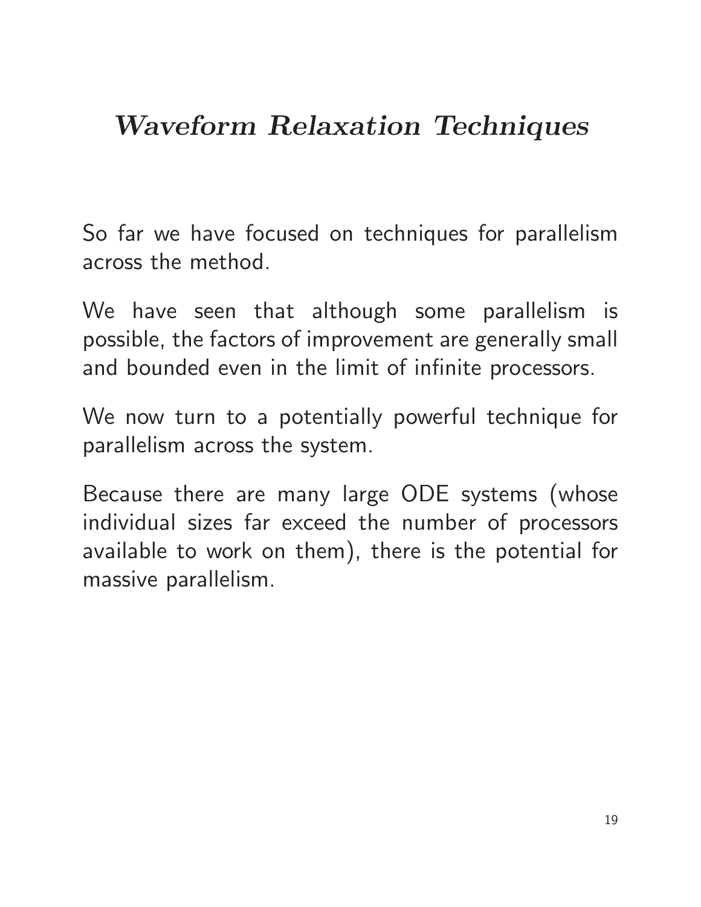# *Waveform Relaxation Techniques*

So far we have focused on techniques for parallelism across the method.

We have seen that although some parallelism is possible, the factors of improvement are generally small and bounded even in the limit of infinite processors.

We now turn to a potentially powerful technique for parallelism across the system.

Because there are many large ODE systems (whose individual sizes far exceed the number of processors available to work on them), there is the potential for massive parallelism.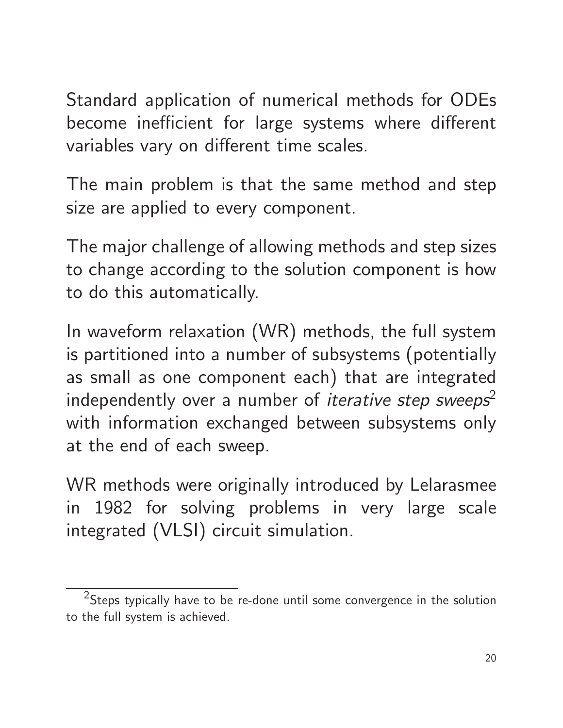Standard application of numerical methods for ODEs become inefficient for large systems where different variables vary on different time scales.

The main problem is that the same method and step size are applied to every component.

The major challenge of allowing methods and step sizes to change according to the solution component is how to do this automatically.

In waveform relaxation (WR) methods, the full system is partitioned into a number of subsystems (potentially as small as one component each) that are integrated independently over a number of *iterative step sweeps*[2] with information exchanged between subsystems only at the end of each sweep.

WR methods were originally introduced by Lelarasmee in 1982 for solving problems in very large scale integrated (VLSI) circuit simulation.

[2]Steps typically have to be re-done until some convergence in the solution to the full system is achieved.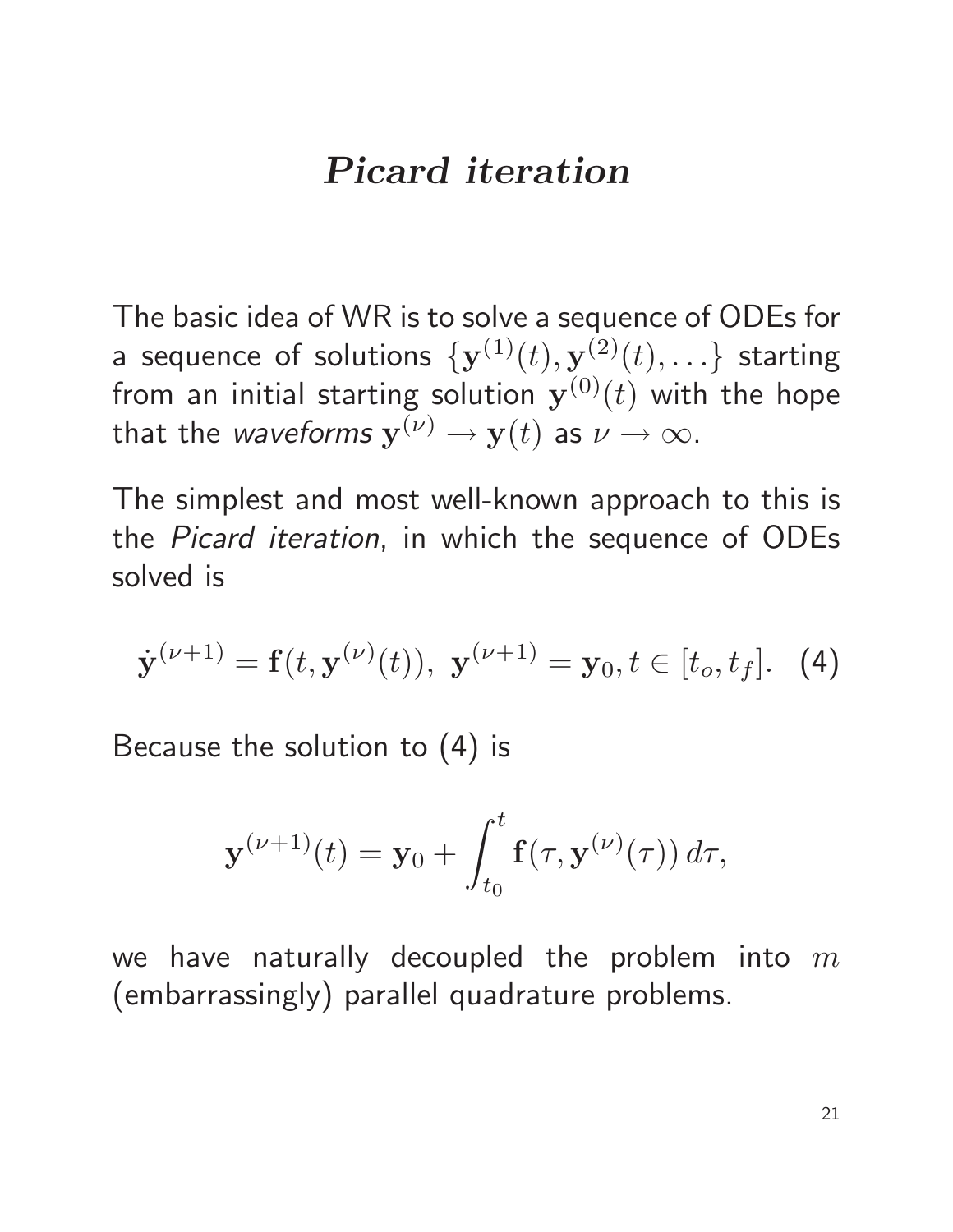# *Picard iteration*

The basic idea of WR is to solve a sequence of ODEs for a sequence of solutions $\{\mathbf{y}^{(1)}(t), \mathbf{y}^{(2)}(t), \ldots\}$ starting from an initial starting solution $\mathbf{y}^{(0)}(t)$ with the hope that the *waveforms* $\mathbf{y}^{(\nu)} \to \mathbf{y}(t)$ as $\nu \to \infty$.

The simplest and most well-known approach to this is the *Picard iteration*, in which the sequence of ODEs solved is

$$\dot{\mathbf{y}}^{(\nu+1)} = \mathbf{f}(t, \mathbf{y}^{(\nu)}(t)), \ \mathbf{y}^{(\nu+1)} = \mathbf{y}_0, t \in [t_o, t_f]. \quad (4)$$

Because the solution to (4) is

$$\mathbf{y}^{(\nu+1)}(t) = \mathbf{y}_0 + \int_{t_0}^{t} \mathbf{f}(\tau, \mathbf{y}^{(\nu)}(\tau))\, d\tau,$$

we have naturally decoupled the problem into $m$ (embarrassingly) parallel quadrature problems.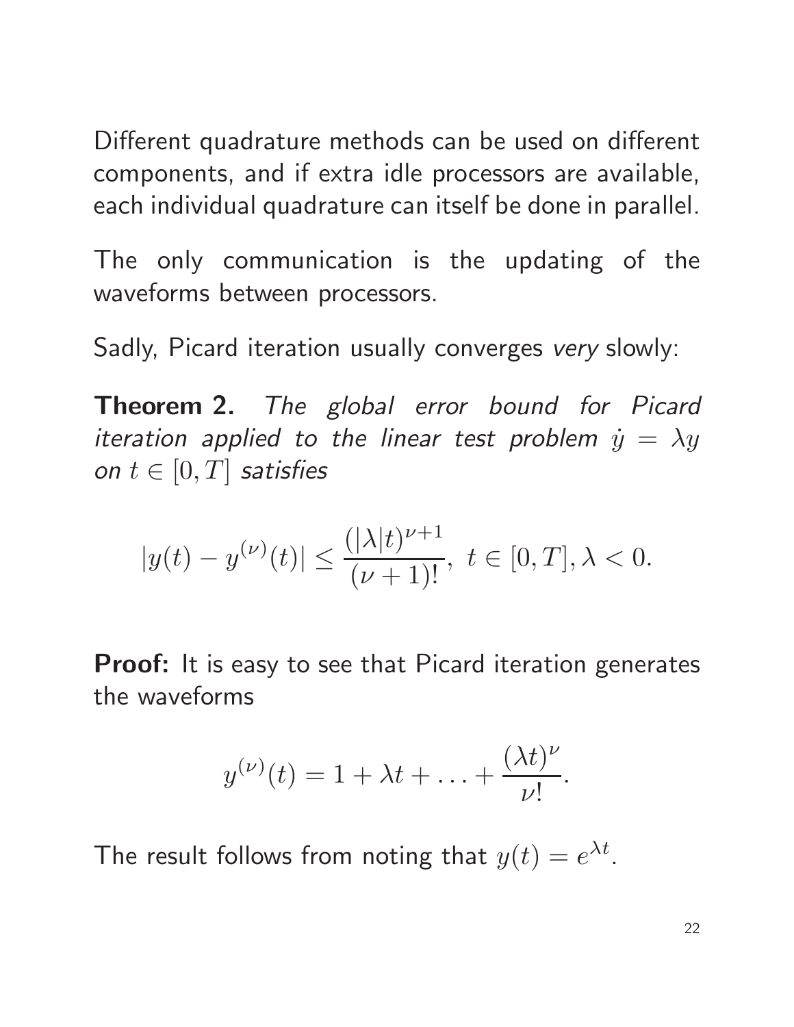Different quadrature methods can be used on different components, and if extra idle processors are available, each individual quadrature can itself be done in parallel.

The only communication is the updating of the waveforms between processors.

Sadly, Picard iteration usually converges *very* slowly:

**Theorem 2.** *The global error bound for Picard iteration applied to the linear test problem $\dot{y} = \lambda y$ on $t \in [0, T]$ satisfies*

$$|y(t) - y^{(\nu)}(t)| \leq \frac{(|\lambda| t)^{\nu+1}}{(\nu+1)!}, \ t \in [0, T], \lambda < 0.$$

**Proof:** It is easy to see that Picard iteration generates the waveforms

$$y^{(\nu)}(t) = 1 + \lambda t + \ldots + \frac{(\lambda t)^{\nu}}{\nu!}.$$

The result follows from noting that $y(t) = e^{\lambda t}$.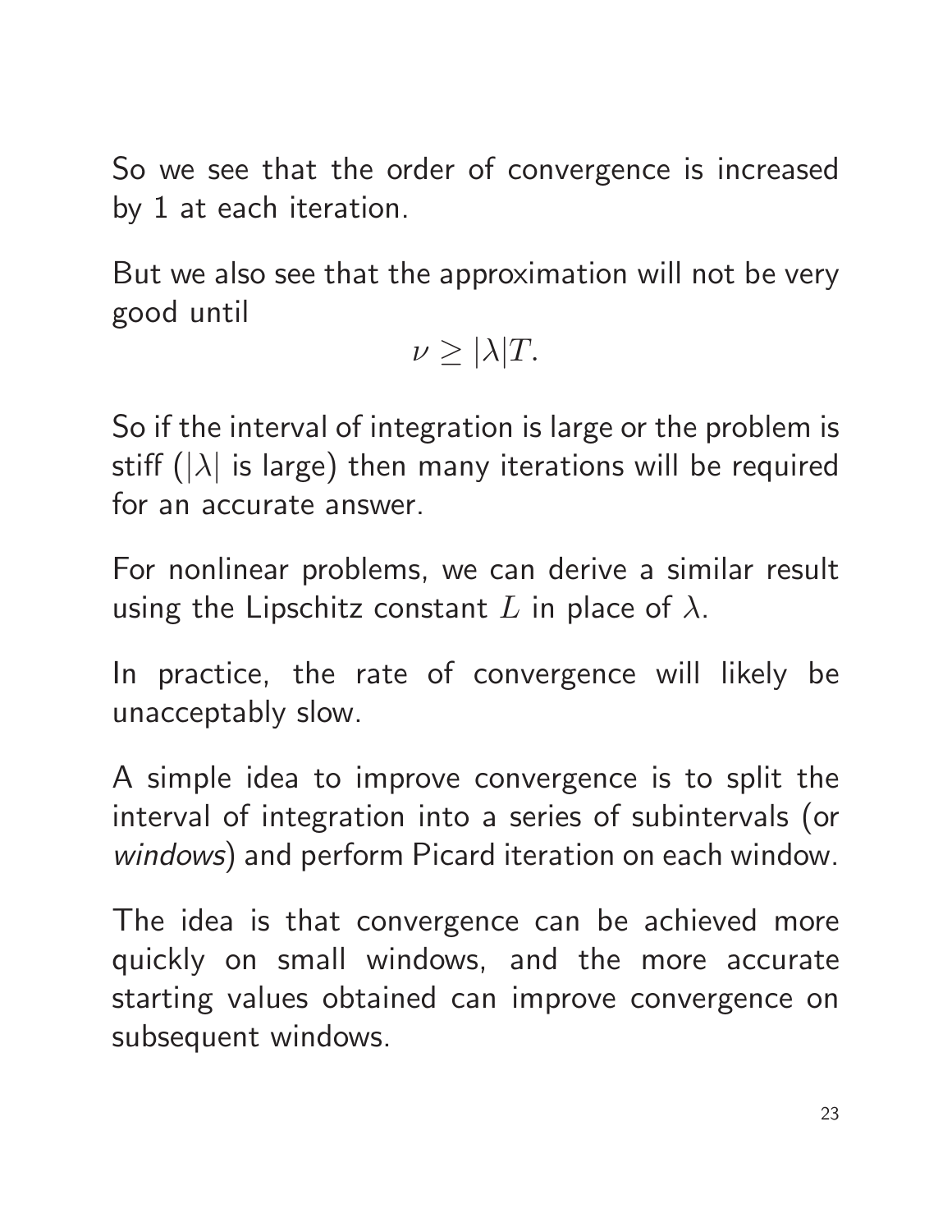So we see that the order of convergence is increased by 1 at each iteration.

But we also see that the approximation will not be very good until

$$\nu \geq |\lambda| T.$$

So if the interval of integration is large or the problem is stiff ($|\lambda|$ is large) then many iterations will be required for an accurate answer.

For nonlinear problems, we can derive a similar result using the Lipschitz constant $L$ in place of $\lambda$.

In practice, the rate of convergence will likely be unacceptably slow.

A simple idea to improve convergence is to split the interval of integration into a series of subintervals (or *windows*) and perform Picard iteration on each window.

The idea is that convergence can be achieved more quickly on small windows, and the more accurate starting values obtained can improve convergence on subsequent windows.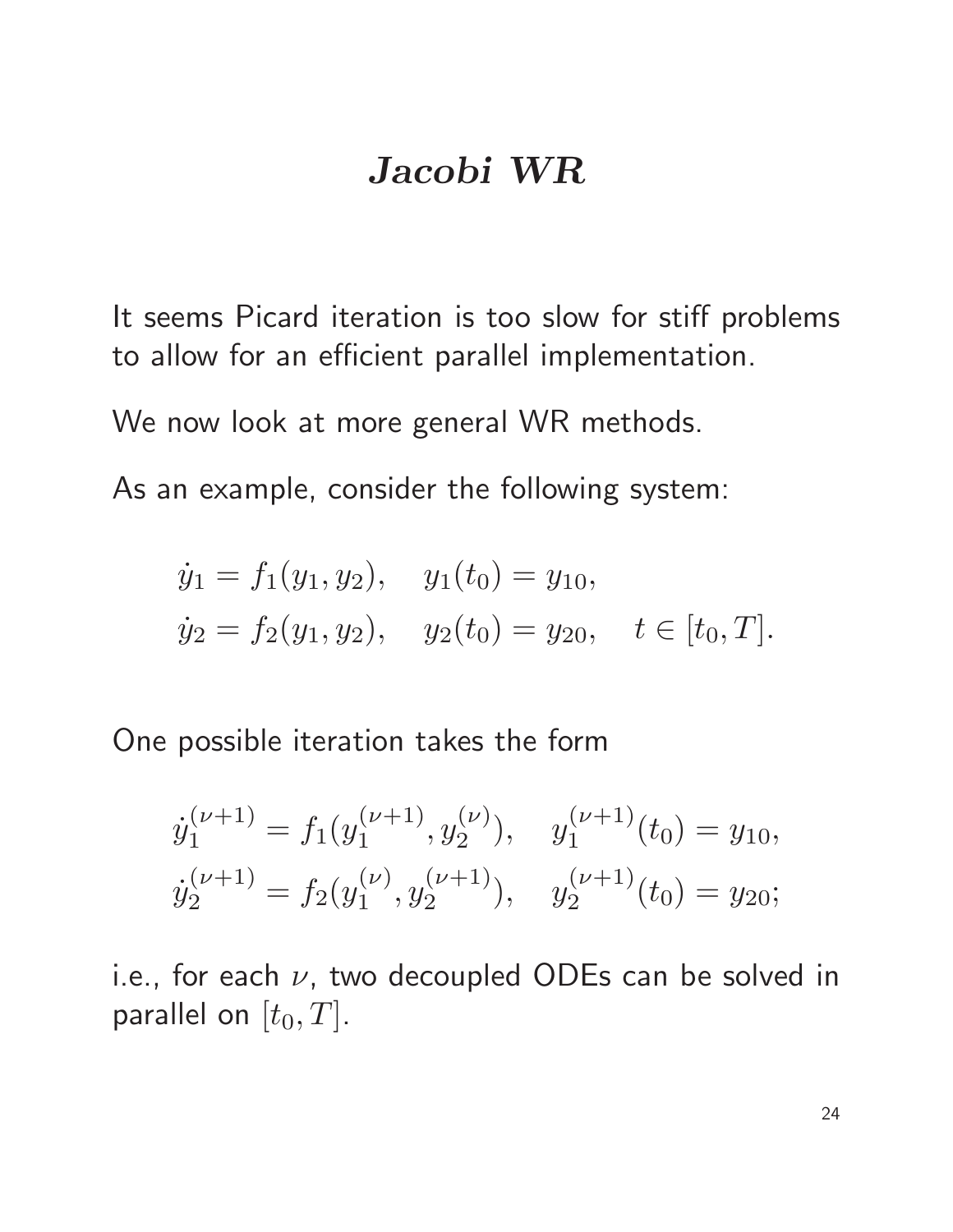# *Jacobi WR*

It seems Picard iteration is too slow for stiff problems to allow for an efficient parallel implementation.

We now look at more general WR methods.

As an example, consider the following system:

$$
\begin{aligned}
\dot{y}_1 &= f_1(y_1, y_2), \quad y_1(t_0) = y_{10}, \\
\dot{y}_2 &= f_2(y_1, y_2), \quad y_2(t_0) = y_{20}, \quad t \in [t_0, T].
\end{aligned}
$$

One possible iteration takes the form

$$
\begin{aligned}
\dot{y}_1^{(\nu+1)} &= f_1(y_1^{(\nu+1)}, y_2^{(\nu)}), \quad y_1^{(\nu+1)}(t_0) = y_{10}, \\
\dot{y}_2^{(\nu+1)} &= f_2(y_1^{(\nu)}, y_2^{(\nu+1)}), \quad y_2^{(\nu+1)}(t_0) = y_{20};
\end{aligned}
$$

i.e., for each $\nu$, two decoupled ODEs can be solved in parallel on $[t_0, T]$.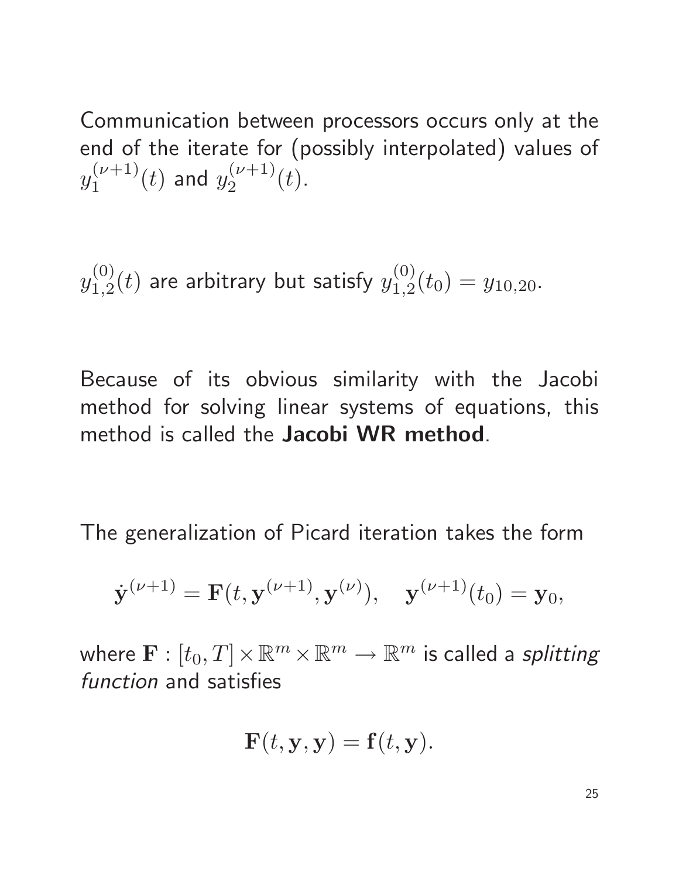Communication between processors occurs only at the end of the iterate for (possibly interpolated) values of $y_1^{(\nu+1)}(t)$ and $y_2^{(\nu+1)}(t)$.

$y_{1,2}^{(0)}(t)$ are arbitrary but satisfy $y_{1,2}^{(0)}(t_0) = y_{10,20}$.

Because of its obvious similarity with the Jacobi method for solving linear systems of equations, this method is called the **Jacobi WR method**.

The generalization of Picard iteration takes the form

$$\dot{\mathbf{y}}^{(\nu+1)} = \mathbf{F}(t, \mathbf{y}^{(\nu+1)}, \mathbf{y}^{(\nu)}), \quad \mathbf{y}^{(\nu+1)}(t_0) = \mathbf{y}_0,$$

where $\mathbf{F} : [t_0, T] \times \mathbb{R}^m \times \mathbb{R}^m \rightarrow \mathbb{R}^m$ is called a *splitting function* and satisfies

$$\mathbf{F}(t, \mathbf{y}, \mathbf{y}) = \mathbf{f}(t, \mathbf{y}).$$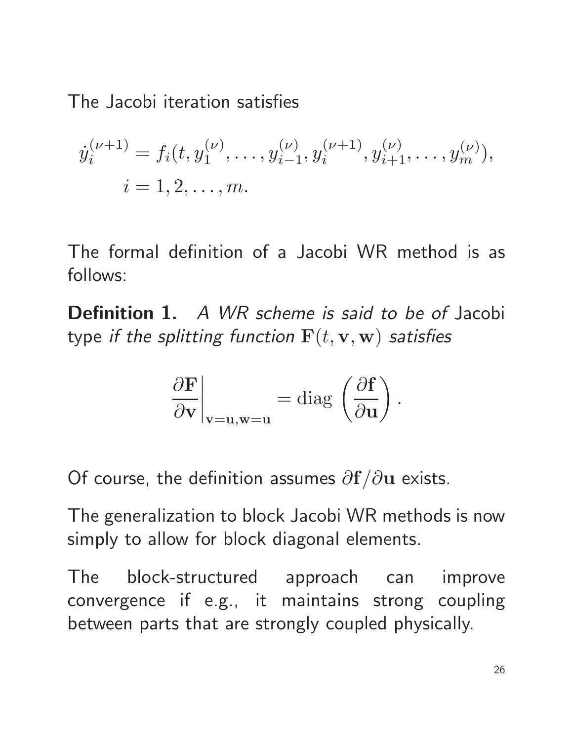The Jacobi iteration satisfies

$$\dot{y}_i^{(\nu+1)} = f_i(t, y_1^{(\nu)}, \ldots, y_{i-1}^{(\nu)}, y_i^{(\nu+1)}, y_{i+1}^{(\nu)}, \ldots, y_m^{(\nu)}),$$
$$i = 1, 2, \ldots, m.$$

The formal definition of a Jacobi WR method is as follows:

**Definition 1.** *A WR scheme is said to be of* Jacobi type *if the splitting function* $\mathbf{F}(t, \mathbf{v}, \mathbf{w})$ *satisfies*

$$\left.\frac{\partial \mathbf{F}}{\partial \mathbf{v}}\right|_{\mathbf{v}=\mathbf{u}, \mathbf{w}=\mathbf{u}} = \operatorname{diag}\left(\frac{\partial \mathbf{f}}{\partial \mathbf{u}}\right).$$

Of course, the definition assumes $\partial \mathbf{f} / \partial \mathbf{u}$ exists.

The generalization to block Jacobi WR methods is now simply to allow for block diagonal elements.

The block-structured approach can improve convergence if e.g., it maintains strong coupling between parts that are strongly coupled physically.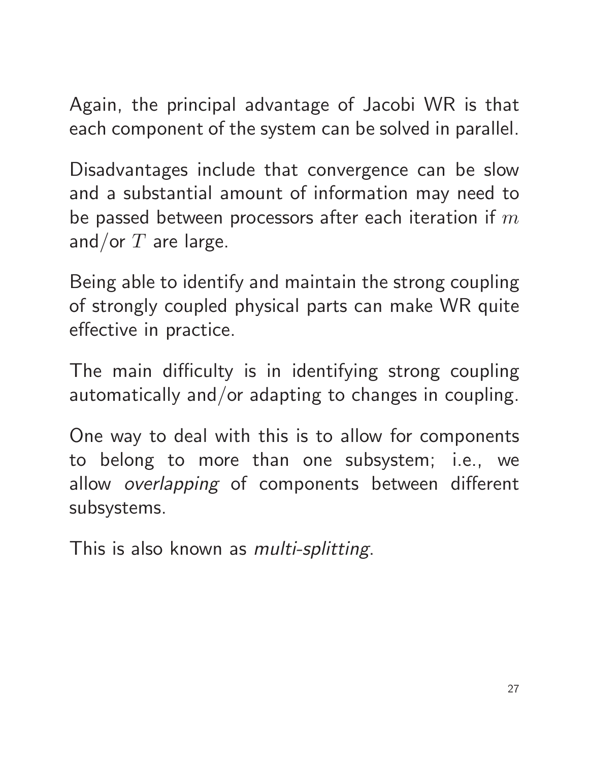Again, the principal advantage of Jacobi WR is that each component of the system can be solved in parallel.

Disadvantages include that convergence can be slow and a substantial amount of information may need to be passed between processors after each iteration if $m$ and/or $T$ are large.

Being able to identify and maintain the strong coupling of strongly coupled physical parts can make WR quite effective in practice.

The main difficulty is in identifying strong coupling automatically and/or adapting to changes in coupling.

One way to deal with this is to allow for components to belong to more than one subsystem; i.e., we allow *overlapping* of components between different subsystems.

This is also known as *multi-splitting*.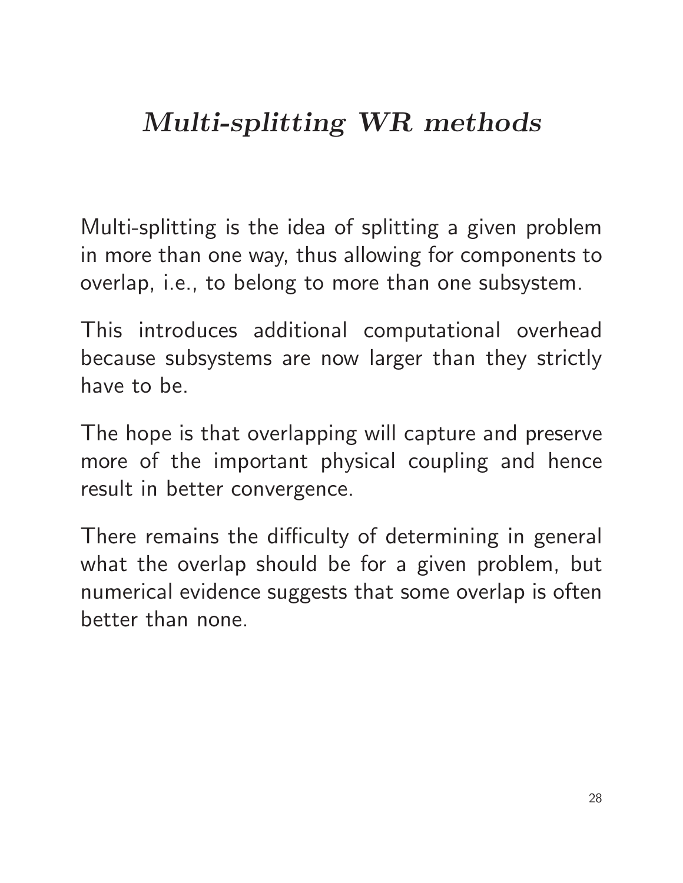# *Multi-splitting WR methods*

Multi-splitting is the idea of splitting a given problem in more than one way, thus allowing for components to overlap, i.e., to belong to more than one subsystem.

This introduces additional computational overhead because subsystems are now larger than they strictly have to be.

The hope is that overlapping will capture and preserve more of the important physical coupling and hence result in better convergence.

There remains the difficulty of determining in general what the overlap should be for a given problem, but numerical evidence suggests that some overlap is often better than none.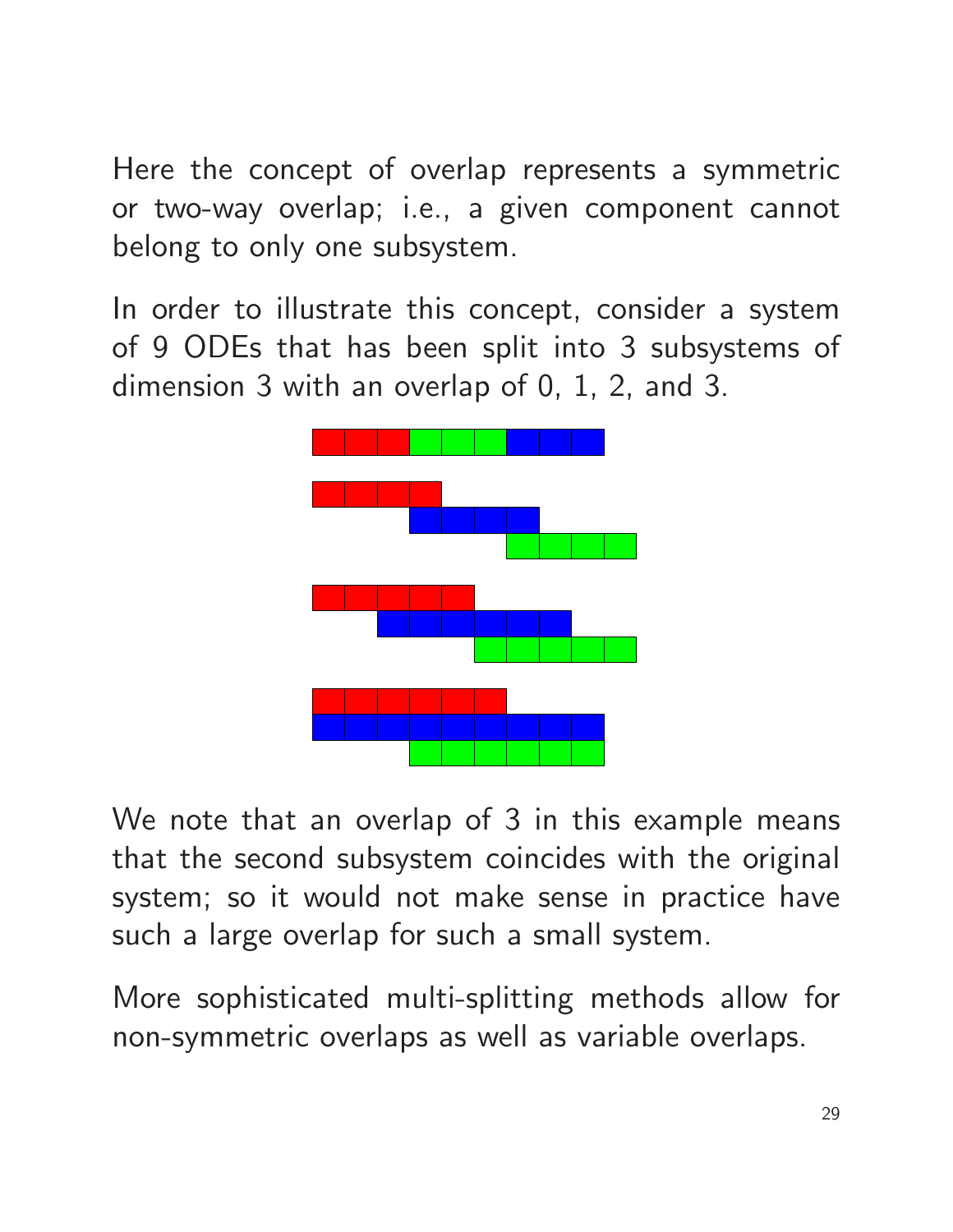Here the concept of overlap represents a symmetric or two-way overlap; i.e., a given component cannot belong to only one subsystem.

In order to illustrate this concept, consider a system of 9 ODEs that has been split into 3 subsystems of dimension 3 with an overlap of 0, 1, 2, and 3.

We note that an overlap of 3 in this example means that the second subsystem coincides with the original system; so it would not make sense in practice have such a large overlap for such a small system.

More sophisticated multi-splitting methods allow for non-symmetric overlaps as well as variable overlaps.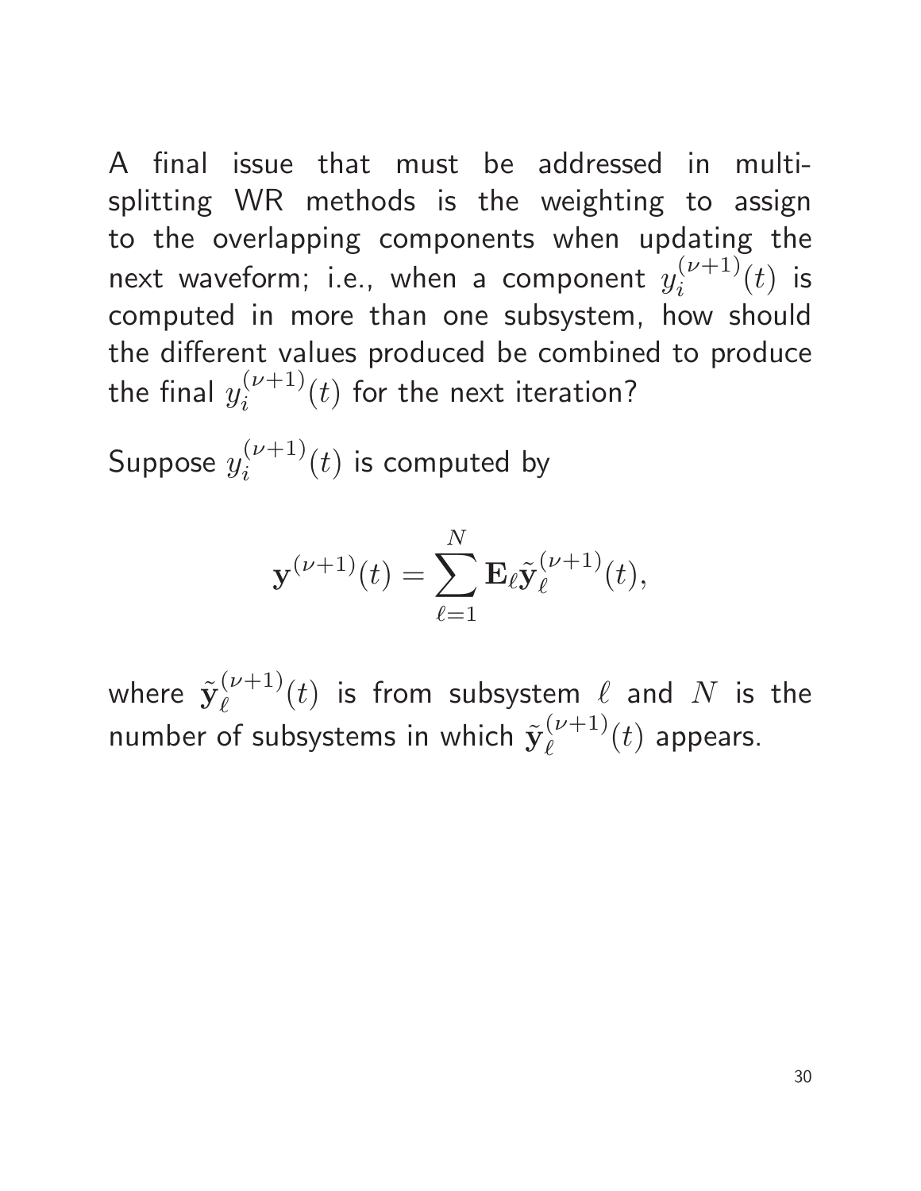A final issue that must be addressed in multi-splitting WR methods is the weighting to assign to the overlapping components when updating the next waveform; i.e., when a component $y_i^{(\nu+1)}(t)$ is computed in more than one subsystem, how should the different values produced be combined to produce the final $y_i^{(\nu+1)}(t)$ for the next iteration?

Suppose $y_i^{(\nu+1)}(t)$ is computed by

$$\mathbf{y}^{(\nu+1)}(t) = \sum_{\ell=1}^{N} \mathbf{E}_\ell \tilde{\mathbf{y}}_\ell^{(\nu+1)}(t),$$

where $\tilde{\mathbf{y}}_\ell^{(\nu+1)}(t)$ is from subsystem $\ell$ and $N$ is the number of subsystems in which $\tilde{\mathbf{y}}_\ell^{(\nu+1)}(t)$ appears.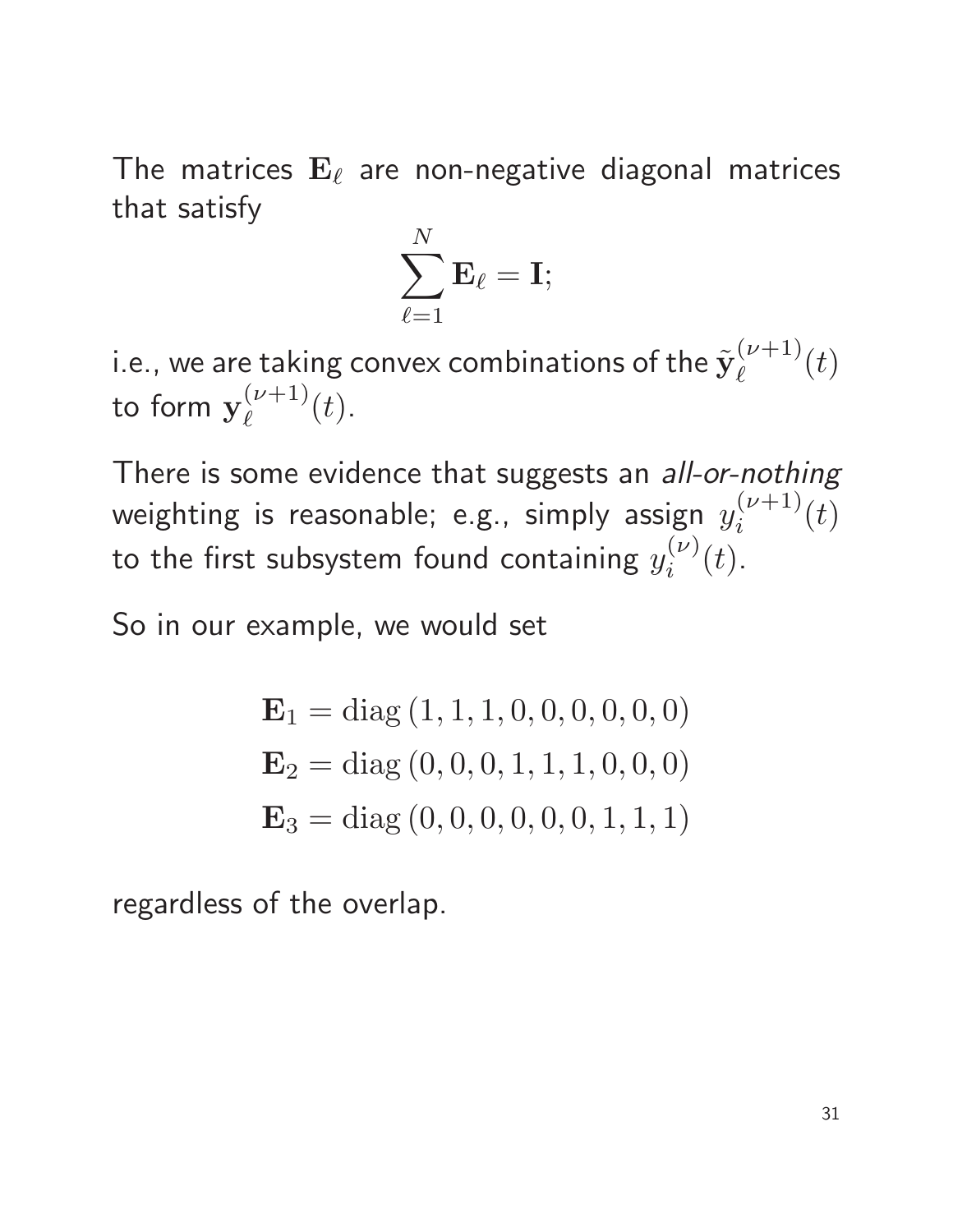The matrices $\mathbf{E}_\ell$ are non-negative diagonal matrices that satisfy

$$\sum_{\ell=1}^{N} \mathbf{E}_\ell = \mathbf{I};$$

i.e., we are taking convex combinations of the $\tilde{\mathbf{y}}_\ell^{(\nu+1)}(t)$ to form $\mathbf{y}_\ell^{(\nu+1)}(t)$.

There is some evidence that suggests an *all-or-nothing* weighting is reasonable; e.g., simply assign $y_i^{(\nu+1)}(t)$ to the first subsystem found containing $y_i^{(\nu)}(t)$.

So in our example, we would set

$$\begin{aligned}
\mathbf{E}_1 &= \mathrm{diag}\,(1,1,1,0,0,0,0,0,0) \\
\mathbf{E}_2 &= \mathrm{diag}\,(0,0,0,1,1,1,0,0,0) \\
\mathbf{E}_3 &= \mathrm{diag}\,(0,0,0,0,0,0,1,1,1)
\end{aligned}$$

regardless of the overlap.